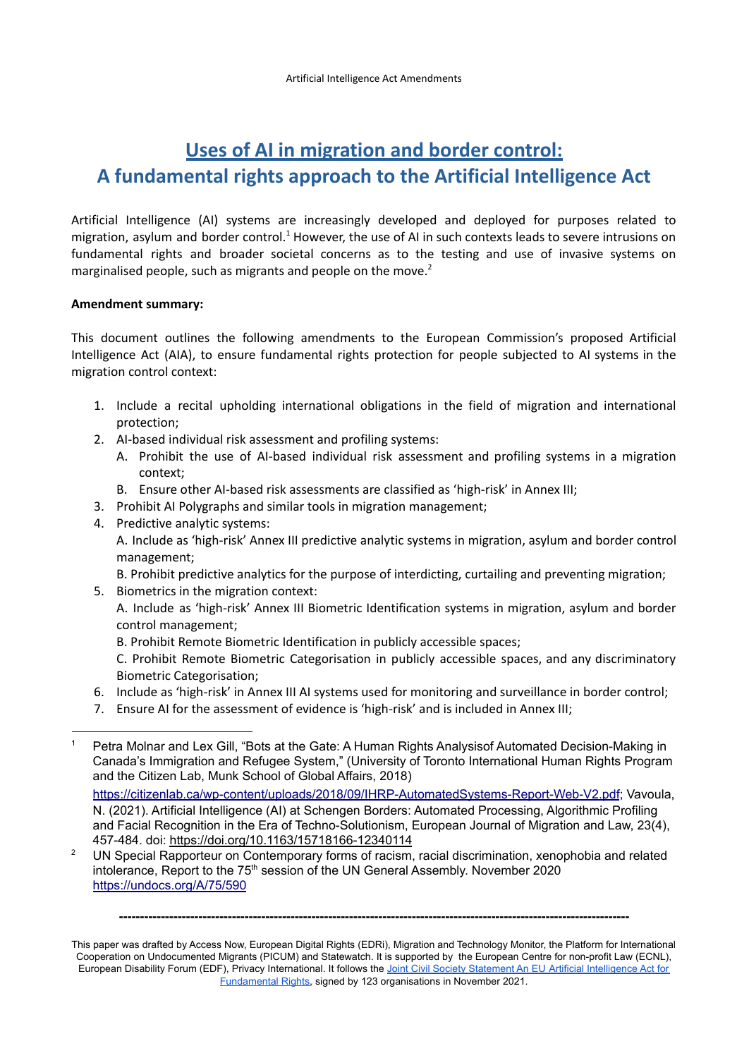# Uses of AI in migration and border control: A fundamental rights approach to the Artificial Intelligence Act

Artificial Intelligence (AI) systems are increasingly developed and deployed for purposes related to migration, asylum and border control.[1] However, the use of AI in such contexts leads to severe intrusions on fundamental rights and broader societal concerns as to the testing and use of invasive systems on marginalised people, such as migrants and people on the move.[2]

**Amendment summary:**

This document outlines the following amendments to the European Commission's proposed Artificial Intelligence Act (AIA), to ensure fundamental rights protection for people subjected to AI systems in the migration control context:

1. Include a recital upholding international obligations in the field of migration and international protection;
2. AI-based individual risk assessment and profiling systems:
   A. Prohibit the use of AI-based individual risk assessment and profiling systems in a migration context;
   B. Ensure other AI-based risk assessments are classified as 'high-risk' in Annex III;
3. Prohibit AI Polygraphs and similar tools in migration management;
4. Predictive analytic systems:
   A. Include as 'high-risk' Annex III predictive analytic systems in migration, asylum and border control management;
   B. Prohibit predictive analytics for the purpose of interdicting, curtailing and preventing migration;
5. Biometrics in the migration context:
   A. Include as 'high-risk' Annex III Biometric Identification systems in migration, asylum and border control management;
   B. Prohibit Remote Biometric Identification in publicly accessible spaces;
   C. Prohibit Remote Biometric Categorisation in publicly accessible spaces, and any discriminatory Biometric Categorisation;
6. Include as 'high-risk' in Annex III AI systems used for monitoring and surveillance in border control;
7. Ensure AI for the assessment of evidence is 'high-risk' and is included in Annex III;

---

[1] Petra Molnar and Lex Gill, "Bots at the Gate: A Human Rights Analysisof Automated Decision-Making in Canada's Immigration and Refugee System," (University of Toronto International Human Rights Program and the Citizen Lab, Munk School of Global Affairs, 2018) https://citizenlab.ca/wp-content/uploads/2018/09/IHRP-AutomatedSystems-Report-Web-V2.pdf; Vavoula, N. (2021). Artificial Intelligence (AI) at Schengen Borders: Automated Processing, Algorithmic Profiling and Facial Recognition in the Era of Techno-Solutionism, European Journal of Migration and Law, 23(4), 457-484. doi: https://doi.org/10.1163/15718166-12340114

[2] UN Special Rapporteur on Contemporary forms of racism, racial discrimination, xenophobia and related intolerance, Report to the 75th session of the UN General Assembly. November 2020 https://undocs.org/A/75/590

---

This paper was drafted by Access Now, European Digital Rights (EDRi), Migration and Technology Monitor, the Platform for International Cooperation on Undocumented Migrants (PICUM) and Statewatch. It is supported by the European Centre for non-profit Law (ECNL), European Disability Forum (EDF), Privacy International. It follows the Joint Civil Society Statement An EU Artificial Intelligence Act for Fundamental Rights, signed by 123 organisations in November 2021.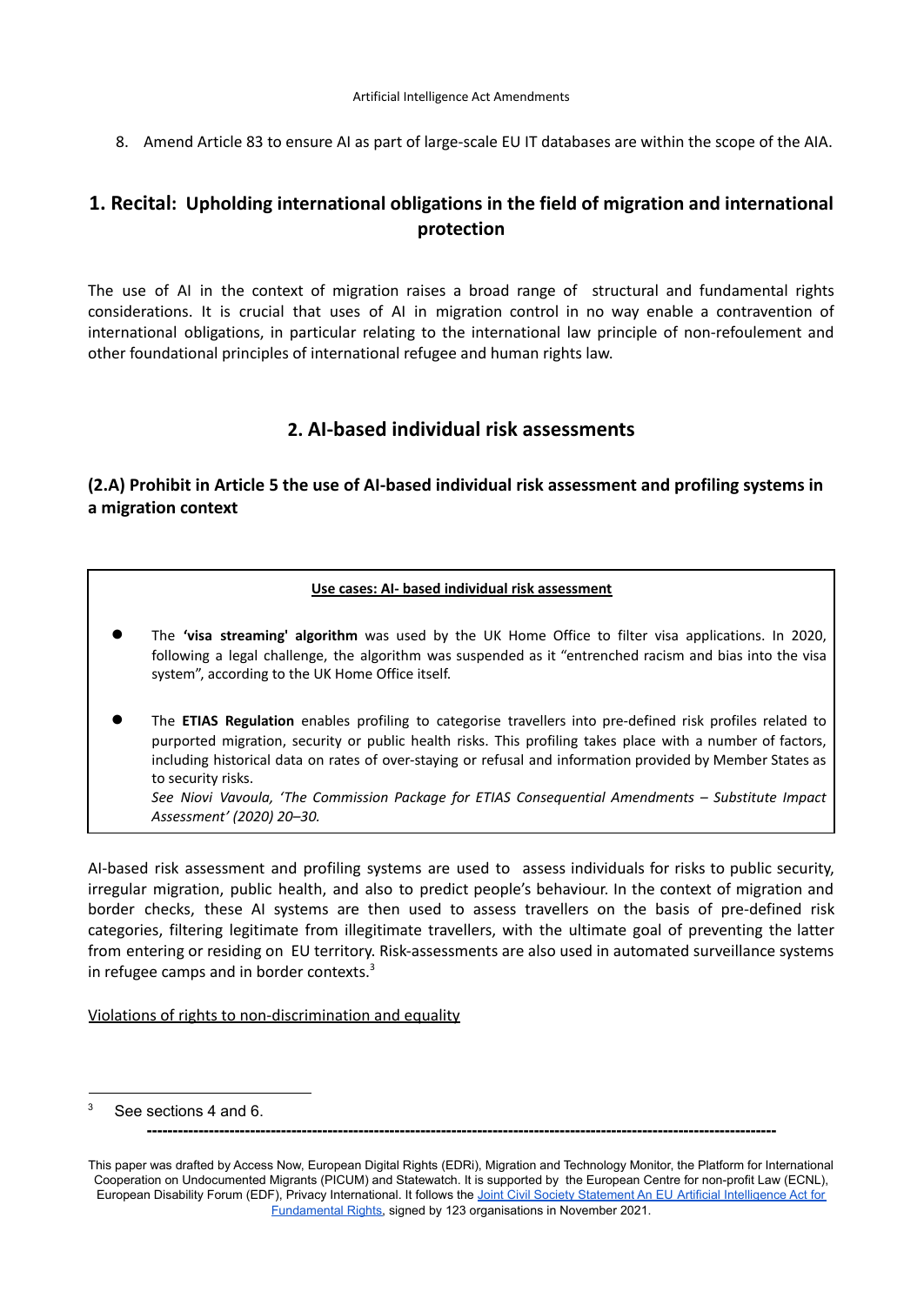8. Amend Article 83 to ensure AI as part of large-scale EU IT databases are within the scope of the AIA.

## 1. Recital: Upholding international obligations in the field of migration and international protection

The use of AI in the context of migration raises a broad range of structural and fundamental rights considerations. It is crucial that uses of AI in migration control in no way enable a contravention of international obligations, in particular relating to the international law principle of non-refoulement and other foundational principles of international refugee and human rights law.

## 2. AI-based individual risk assessments

### (2.A) Prohibit in Article 5 the use of AI-based individual risk assessment and profiling systems in a migration context

**Use cases: AI- based individual risk assessment**

- The **'visa streaming' algorithm** was used by the UK Home Office to filter visa applications. In 2020, following a legal challenge, the algorithm was suspended as it "entrenched racism and bias into the visa system", according to the UK Home Office itself.
- The **ETIAS Regulation** enables profiling to categorise travellers into pre-defined risk profiles related to purported migration, security or public health risks. This profiling takes place with a number of factors, including historical data on rates of over-staying or refusal and information provided by Member States as to security risks.
  *See Niovi Vavoula, 'The Commission Package for ETIAS Consequential Amendments – Substitute Impact Assessment' (2020) 20–30.*

AI-based risk assessment and profiling systems are used to assess individuals for risks to public security, irregular migration, public health, and also to predict people's behaviour. In the context of migration and border checks, these AI systems are then used to assess travellers on the basis of pre-defined risk categories, filtering legitimate from illegitimate travellers, with the ultimate goal of preventing the latter from entering or residing on EU territory. Risk-assessments are also used in automated surveillance systems in refugee camps and in border contexts.[3]

Violations of rights to non-discrimination and equality

[3] See sections 4 and 6.

This paper was drafted by Access Now, European Digital Rights (EDRi), Migration and Technology Monitor, the Platform for International Cooperation on Undocumented Migrants (PICUM) and Statewatch. It is supported by the European Centre for non-profit Law (ECNL), European Disability Forum (EDF), Privacy International. It follows the Joint Civil Society Statement An EU Artificial Intelligence Act for Fundamental Rights, signed by 123 organisations in November 2021.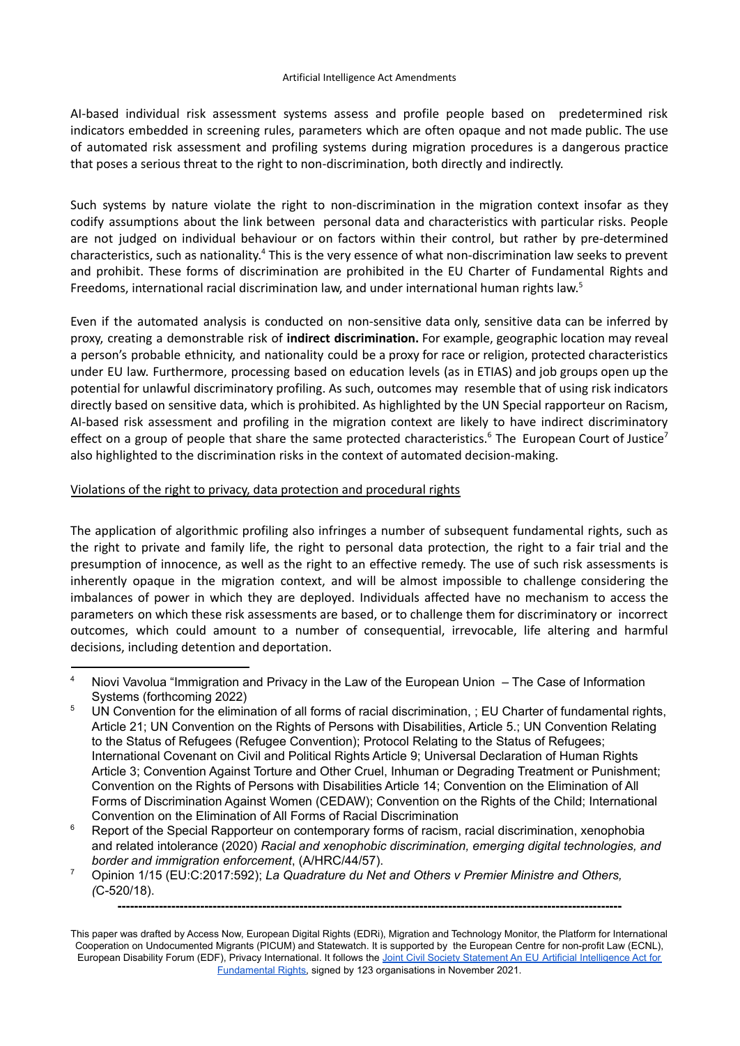AI-based individual risk assessment systems assess and profile people based on predetermined risk indicators embedded in screening rules, parameters which are often opaque and not made public. The use of automated risk assessment and profiling systems during migration procedures is a dangerous practice that poses a serious threat to the right to non-discrimination, both directly and indirectly.

Such systems by nature violate the right to non-discrimination in the migration context insofar as they codify assumptions about the link between personal data and characteristics with particular risks. People are not judged on individual behaviour or on factors within their control, but rather by pre-determined characteristics, such as nationality.[4] This is the very essence of what non-discrimination law seeks to prevent and prohibit. These forms of discrimination are prohibited in the EU Charter of Fundamental Rights and Freedoms, international racial discrimination law, and under international human rights law.[5]

Even if the automated analysis is conducted on non-sensitive data only, sensitive data can be inferred by proxy, creating a demonstrable risk of **indirect discrimination.** For example, geographic location may reveal a person's probable ethnicity, and nationality could be a proxy for race or religion, protected characteristics under EU law. Furthermore, processing based on education levels (as in ETIAS) and job groups open up the potential for unlawful discriminatory profiling. As such, outcomes may resemble that of using risk indicators directly based on sensitive data, which is prohibited. As highlighted by the UN Special rapporteur on Racism, AI-based risk assessment and profiling in the migration context are likely to have indirect discriminatory effect on a group of people that share the same protected characteristics.[6] The European Court of Justice[7] also highlighted to the discrimination risks in the context of automated decision-making.

Violations of the right to privacy, data protection and procedural rights

The application of algorithmic profiling also infringes a number of subsequent fundamental rights, such as the right to private and family life, the right to personal data protection, the right to a fair trial and the presumption of innocence, as well as the right to an effective remedy. The use of such risk assessments is inherently opaque in the migration context, and will be almost impossible to challenge considering the imbalances of power in which they are deployed. Individuals affected have no mechanism to access the parameters on which these risk assessments are based, or to challenge them for discriminatory or incorrect outcomes, which could amount to a number of consequential, irrevocable, life altering and harmful decisions, including detention and deportation.

---

[4] Niovi Vavolua "Immigration and Privacy in the Law of the European Union – The Case of Information Systems (forthcoming 2022)

[5] UN Convention for the elimination of all forms of racial discrimination, ; EU Charter of fundamental rights, Article 21; UN Convention on the Rights of Persons with Disabilities, Article 5.; UN Convention Relating to the Status of Refugees (Refugee Convention); Protocol Relating to the Status of Refugees; International Covenant on Civil and Political Rights Article 9; Universal Declaration of Human Rights Article 3; Convention Against Torture and Other Cruel, Inhuman or Degrading Treatment or Punishment; Convention on the Rights of Persons with Disabilities Article 14; Convention on the Elimination of All Forms of Discrimination Against Women (CEDAW); Convention on the Rights of the Child; International Convention on the Elimination of All Forms of Racial Discrimination

[6] Report of the Special Rapporteur on contemporary forms of racism, racial discrimination, xenophobia and related intolerance (2020) *Racial and xenophobic discrimination, emerging digital technologies, and border and immigration enforcement*, (A/HRC/44/57).

[7] Opinion 1/15 (EU:C:2017:592); *La Quadrature du Net and Others v Premier Ministre and Others, (*C-520/18).

---

This paper was drafted by Access Now, European Digital Rights (EDRi), Migration and Technology Monitor, the Platform for International Cooperation on Undocumented Migrants (PICUM) and Statewatch. It is supported by the European Centre for non-profit Law (ECNL), European Disability Forum (EDF), Privacy International. It follows the Joint Civil Society Statement An EU Artificial Intelligence Act for Fundamental Rights, signed by 123 organisations in November 2021.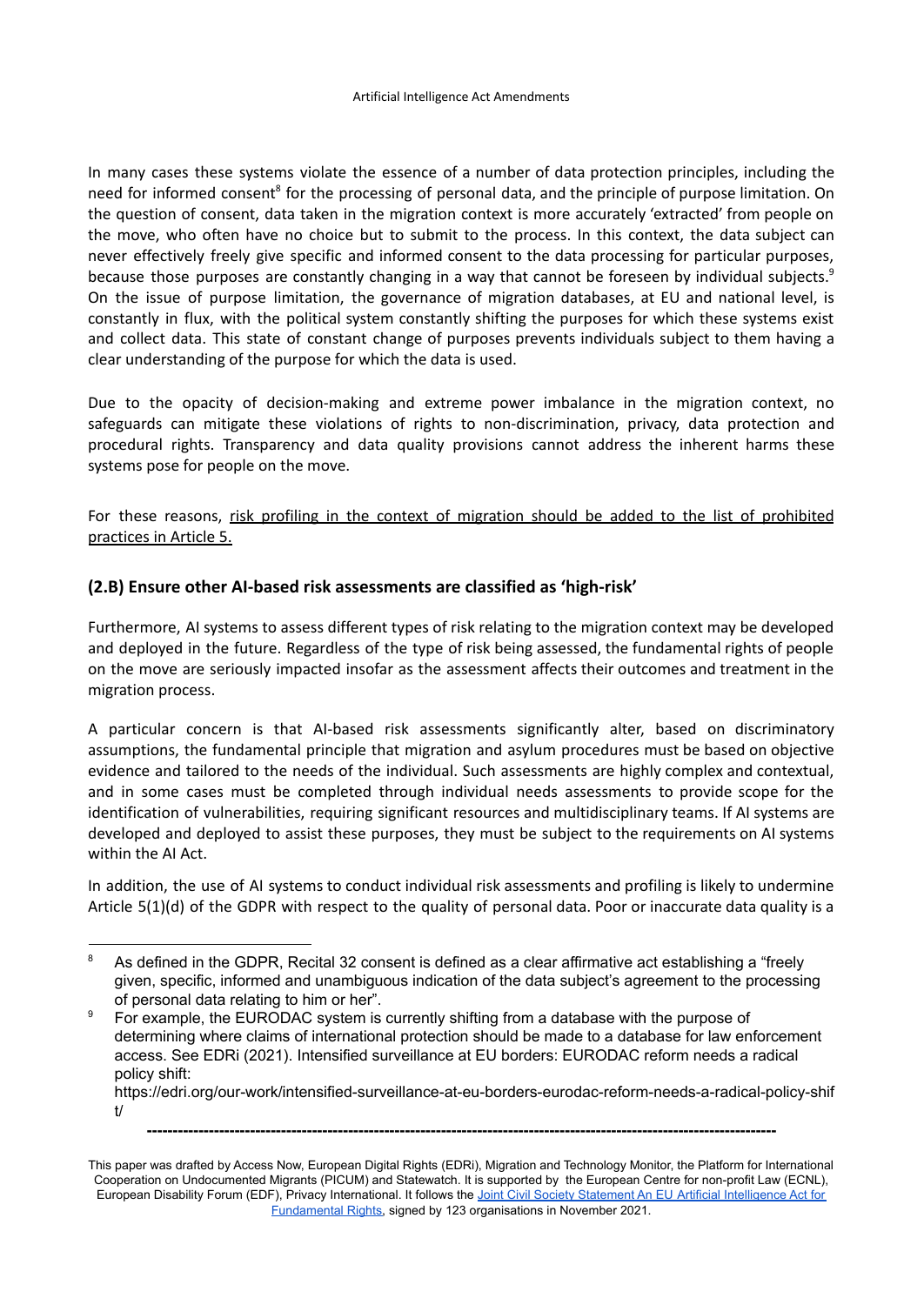In many cases these systems violate the essence of a number of data protection principles, including the need for informed consent[8] for the processing of personal data, and the principle of purpose limitation. On the question of consent, data taken in the migration context is more accurately 'extracted' from people on the move, who often have no choice but to submit to the process. In this context, the data subject can never effectively freely give specific and informed consent to the data processing for particular purposes, because those purposes are constantly changing in a way that cannot be foreseen by individual subjects.[9] On the issue of purpose limitation, the governance of migration databases, at EU and national level, is constantly in flux, with the political system constantly shifting the purposes for which these systems exist and collect data. This state of constant change of purposes prevents individuals subject to them having a clear understanding of the purpose for which the data is used.

Due to the opacity of decision-making and extreme power imbalance in the migration context, no safeguards can mitigate these violations of rights to non-discrimination, privacy, data protection and procedural rights. Transparency and data quality provisions cannot address the inherent harms these systems pose for people on the move.

For these reasons, <u>risk profiling in the context of migration should be added to the list of prohibited practices in Article 5.</u>

### (2.B) Ensure other AI-based risk assessments are classified as 'high-risk'

Furthermore, AI systems to assess different types of risk relating to the migration context may be developed and deployed in the future. Regardless of the type of risk being assessed, the fundamental rights of people on the move are seriously impacted insofar as the assessment affects their outcomes and treatment in the migration process.

A particular concern is that AI-based risk assessments significantly alter, based on discriminatory assumptions, the fundamental principle that migration and asylum procedures must be based on objective evidence and tailored to the needs of the individual. Such assessments are highly complex and contextual, and in some cases must be completed through individual needs assessments to provide scope for the identification of vulnerabilities, requiring significant resources and multidisciplinary teams. If AI systems are developed and deployed to assist these purposes, they must be subject to the requirements on AI systems within the AI Act.

In addition, the use of AI systems to conduct individual risk assessments and profiling is likely to undermine Article 5(1)(d) of the GDPR with respect to the quality of personal data. Poor or inaccurate data quality is a

---

[8] As defined in the GDPR, Recital 32 consent is defined as a clear affirmative act establishing a "freely given, specific, informed and unambiguous indication of the data subject's agreement to the processing of personal data relating to him or her".

[9] For example, the EURODAC system is currently shifting from a database with the purpose of determining where claims of international protection should be made to a database for law enforcement access. See EDRi (2021). Intensified surveillance at EU borders: EURODAC reform needs a radical policy shift: https://edri.org/our-work/intensified-surveillance-at-eu-borders-eurodac-reform-needs-a-radical-policy-shift/

---

This paper was drafted by Access Now, European Digital Rights (EDRi), Migration and Technology Monitor, the Platform for International Cooperation on Undocumented Migrants (PICUM) and Statewatch. It is supported by the European Centre for non-profit Law (ECNL), European Disability Forum (EDF), Privacy International. It follows the [Joint Civil Society Statement An EU Artificial Intelligence Act for Fundamental Rights](), signed by 123 organisations in November 2021.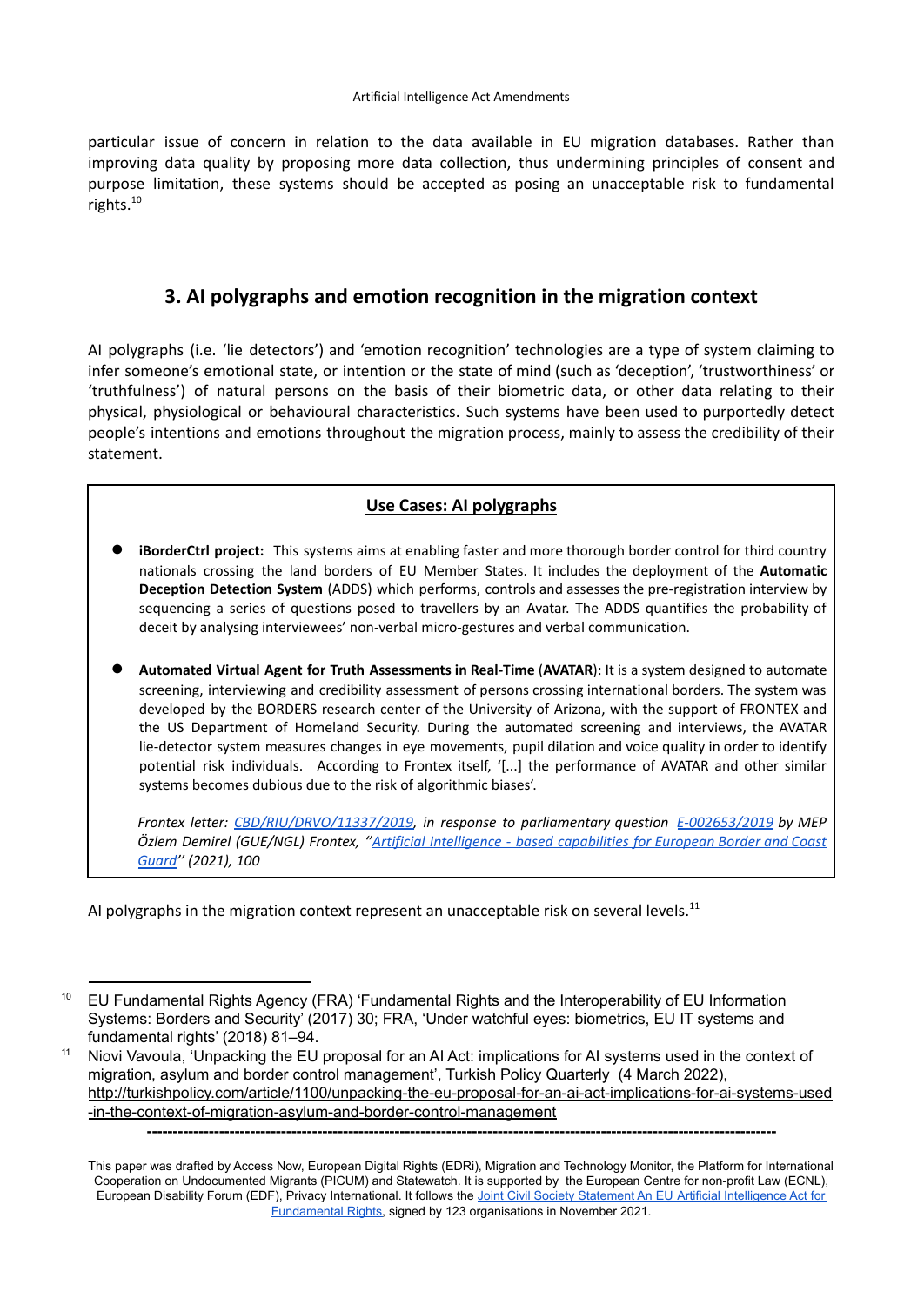particular issue of concern in relation to the data available in EU migration databases. Rather than improving data quality by proposing more data collection, thus undermining principles of consent and purpose limitation, these systems should be accepted as posing an unacceptable risk to fundamental rights.[10]

## 3. AI polygraphs and emotion recognition in the migration context

AI polygraphs (i.e. 'lie detectors') and 'emotion recognition' technologies are a type of system claiming to infer someone's emotional state, or intention or the state of mind (such as 'deception', 'trustworthiness' or 'truthfulness') of natural persons on the basis of their biometric data, or other data relating to their physical, physiological or behavioural characteristics. Such systems have been used to purportedly detect people's intentions and emotions throughout the migration process, mainly to assess the credibility of their statement.

> **Use Cases: AI polygraphs**
>
> - **iBorderCtrl project:** This systems aims at enabling faster and more thorough border control for third country nationals crossing the land borders of EU Member States. It includes the deployment of the **Automatic Deception Detection System** (ADDS) which performs, controls and assesses the pre-registration interview by sequencing a series of questions posed to travellers by an Avatar. The ADDS quantifies the probability of deceit by analysing interviewees' non-verbal micro-gestures and verbal communication.
>
> - **Automated Virtual Agent for Truth Assessments in Real-Time** (**AVATAR**): It is a system designed to automate screening, interviewing and credibility assessment of persons crossing international borders. The system was developed by the BORDERS research center of the University of Arizona, with the support of FRONTEX and the US Department of Homeland Security. During the automated screening and interviews, the AVATAR lie-detector system measures changes in eye movements, pupil dilation and voice quality in order to identify potential risk individuals. According to Frontex itself, '[...] the performance of AVATAR and other similar systems becomes dubious due to the risk of algorithmic biases'.
>
> *Frontex letter: CBD/RIU/DRVO/11337/2019, in response to parliamentary question E-002653/2019 by MEP Özlem Demirel (GUE/NGL) Frontex, ''Artificial Intelligence - based capabilities for European Border and Coast Guard'' (2021), 100*

AI polygraphs in the migration context represent an unacceptable risk on several levels.[11]

---

[10] EU Fundamental Rights Agency (FRA) 'Fundamental Rights and the Interoperability of EU Information Systems: Borders and Security' (2017) 30; FRA, 'Under watchful eyes: biometrics, EU IT systems and fundamental rights' (2018) 81–94.

[11] Niovi Vavoula, 'Unpacking the EU proposal for an AI Act: implications for AI systems used in the context of migration, asylum and border control management', Turkish Policy Quarterly (4 March 2022), http://turkishpolicy.com/article/1100/unpacking-the-eu-proposal-for-an-ai-act-implications-for-ai-systems-used-in-the-context-of-migration-asylum-and-border-control-management

This paper was drafted by Access Now, European Digital Rights (EDRi), Migration and Technology Monitor, the Platform for International Cooperation on Undocumented Migrants (PICUM) and Statewatch. It is supported by the European Centre for non-profit Law (ECNL), European Disability Forum (EDF), Privacy International. It follows the Joint Civil Society Statement An EU Artificial Intelligence Act for Fundamental Rights, signed by 123 organisations in November 2021.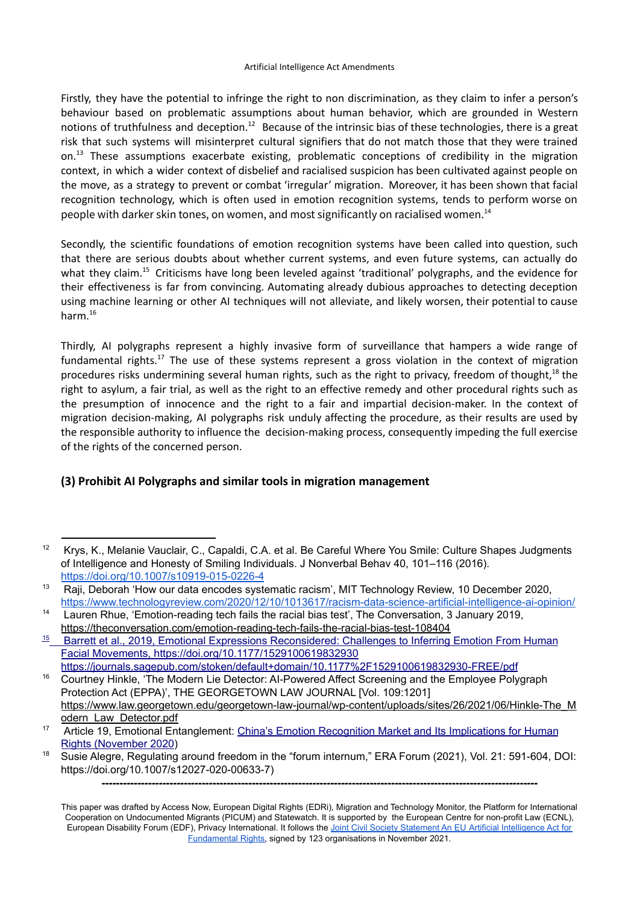Firstly, they have the potential to infringe the right to non discrimination, as they claim to infer a person's behaviour based on problematic assumptions about human behavior, which are grounded in Western notions of truthfulness and deception.[12] Because of the intrinsic bias of these technologies, there is a great risk that such systems will misinterpret cultural signifiers that do not match those that they were trained on.[13] These assumptions exacerbate existing, problematic conceptions of credibility in the migration context, in which a wider context of disbelief and racialised suspicion has been cultivated against people on the move, as a strategy to prevent or combat 'irregular' migration. Moreover, it has been shown that facial recognition technology, which is often used in emotion recognition systems, tends to perform worse on people with darker skin tones, on women, and most significantly on racialised women.[14]

Secondly, the scientific foundations of emotion recognition systems have been called into question, such that there are serious doubts about whether current systems, and even future systems, can actually do what they claim.[15] Criticisms have long been leveled against 'traditional' polygraphs, and the evidence for their effectiveness is far from convincing. Automating already dubious approaches to detecting deception using machine learning or other AI techniques will not alleviate, and likely worsen, their potential to cause harm.[16]

Thirdly, AI polygraphs represent a highly invasive form of surveillance that hampers a wide range of fundamental rights.[17] The use of these systems represent a gross violation in the context of migration procedures risks undermining several human rights, such as the right to privacy, freedom of thought,[18] the right to asylum, a fair trial, as well as the right to an effective remedy and other procedural rights such as the presumption of innocence and the right to a fair and impartial decision-maker. In the context of migration decision-making, AI polygraphs risk unduly affecting the procedure, as their results are used by the responsible authority to influence the decision-making process, consequently impeding the full exercise of the rights of the concerned person.

### (3) Prohibit AI Polygraphs and similar tools in migration management

---

[12] Krys, K., Melanie Vauclair, C., Capaldi, C.A. et al. Be Careful Where You Smile: Culture Shapes Judgments of Intelligence and Honesty of Smiling Individuals. J Nonverbal Behav 40, 101–116 (2016). https://doi.org/10.1007/s10919-015-0226-4

[13] Raji, Deborah 'How our data encodes systematic racism', MIT Technology Review, 10 December 2020, https://www.technologyreview.com/2020/12/10/1013617/racism-data-science-artificial-intelligence-ai-opinion/

[14] Lauren Rhue, 'Emotion-reading tech fails the racial bias test', The Conversation, 3 January 2019, https://theconversation.com/emotion-reading-tech-fails-the-racial-bias-test-108404

[15] Barrett et al., 2019, Emotional Expressions Reconsidered: Challenges to Inferring Emotion From Human Facial Movements, https://doi.org/10.1177/1529100619832930 https://journals.sagepub.com/stoken/default+domain/10.1177%2F1529100619832930-FREE/pdf

[16] Courtney Hinkle, 'The Modern Lie Detector: AI-Powered Affect Screening and the Employee Polygraph Protection Act (EPPA)', THE GEORGETOWN LAW JOURNAL [Vol. 109:1201] https://www.law.georgetown.edu/georgetown-law-journal/wp-content/uploads/sites/26/2021/06/Hinkle-The_Modern_Law_Detector.pdf

[17] Article 19, Emotional Entanglement: China's Emotion Recognition Market and Its Implications for Human Rights (November 2020)

[18] Susie Alegre, Regulating around freedom in the "forum internum," ERA Forum (2021), Vol. 21: 591-604, DOI: https://doi.org/10.1007/s12027-020-00633-7)

---

This paper was drafted by Access Now, European Digital Rights (EDRi), Migration and Technology Monitor, the Platform for International Cooperation on Undocumented Migrants (PICUM) and Statewatch. It is supported by the European Centre for non-profit Law (ECNL), European Disability Forum (EDF), Privacy International. It follows the Joint Civil Society Statement An EU Artificial Intelligence Act for Fundamental Rights, signed by 123 organisations in November 2021.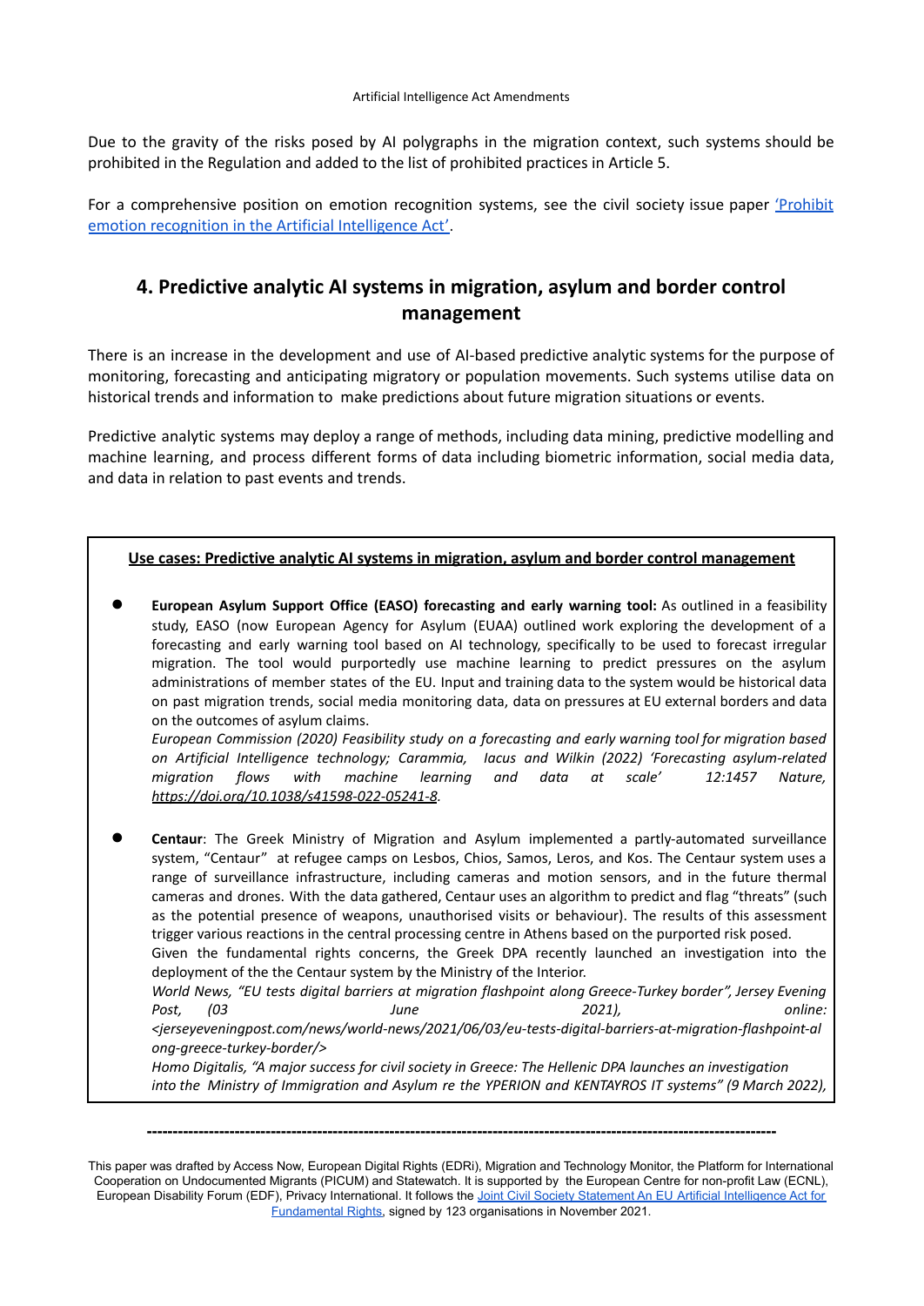Due to the gravity of the risks posed by AI polygraphs in the migration context, such systems should be prohibited in the Regulation and added to the list of prohibited practices in Article 5.

For a comprehensive position on emotion recognition systems, see the civil society issue paper ['Prohibit emotion recognition in the Artificial Intelligence Act'](#).

## 4. Predictive analytic AI systems in migration, asylum and border control management

There is an increase in the development and use of AI-based predictive analytic systems for the purpose of monitoring, forecasting and anticipating migratory or population movements. Such systems utilise data on historical trends and information to make predictions about future migration situations or events.

Predictive analytic systems may deploy a range of methods, including data mining, predictive modelling and machine learning, and process different forms of data including biometric information, social media data, and data in relation to past events and trends.

**Use cases: Predictive analytic AI systems in migration, asylum and border control management**

- **European Asylum Support Office (EASO) forecasting and early warning tool:** As outlined in a feasibility study, EASO (now European Agency for Asylum (EUAA) outlined work exploring the development of a forecasting and early warning tool based on AI technology, specifically to be used to forecast irregular migration. The tool would purportedly use machine learning to predict pressures on the asylum administrations of member states of the EU. Input and training data to the system would be historical data on past migration trends, social media monitoring data, data on pressures at EU external borders and data on the outcomes of asylum claims.
  *European Commission (2020) Feasibility study on a forecasting and early warning tool for migration based on Artificial Intelligence technology; Carammia, Iacus and Wilkin (2022) 'Forecasting asylum-related migration flows with machine learning and data at scale' 12:1457 Nature, https://doi.org/10.1038/s41598-022-05241-8.*

- **Centaur**: The Greek Ministry of Migration and Asylum implemented a partly-automated surveillance system, "Centaur" at refugee camps on Lesbos, Chios, Samos, Leros, and Kos. The Centaur system uses a range of surveillance infrastructure, including cameras and motion sensors, and in the future thermal cameras and drones. With the data gathered, Centaur uses an algorithm to predict and flag "threats" (such as the potential presence of weapons, unauthorised visits or behaviour). The results of this assessment trigger various reactions in the central processing centre in Athens based on the purported risk posed.
  Given the fundamental rights concerns, the Greek DPA recently launched an investigation into the deployment of the the Centaur system by the Ministry of the Interior.
  *World News, "EU tests digital barriers at migration flashpoint along Greece-Turkey border", Jersey Evening Post, (03 June 2021), online: <jerseyeveningpost.com/news/world-news/2021/06/03/eu-tests-digital-barriers-at-migration-flashpoint-along-greece-turkey-border/>*
  *Homo Digitalis, "A major success for civil society in Greece: The Hellenic DPA launches an investigation into the Ministry of Immigration and Asylum re the YPERION and KENTAYROS IT systems" (9 March 2022),*

---

This paper was drafted by Access Now, European Digital Rights (EDRi), Migration and Technology Monitor, the Platform for International Cooperation on Undocumented Migrants (PICUM) and Statewatch. It is supported by the European Centre for non-profit Law (ECNL), European Disability Forum (EDF), Privacy International. It follows the [Joint Civil Society Statement An EU Artificial Intelligence Act for Fundamental Rights](#), signed by 123 organisations in November 2021.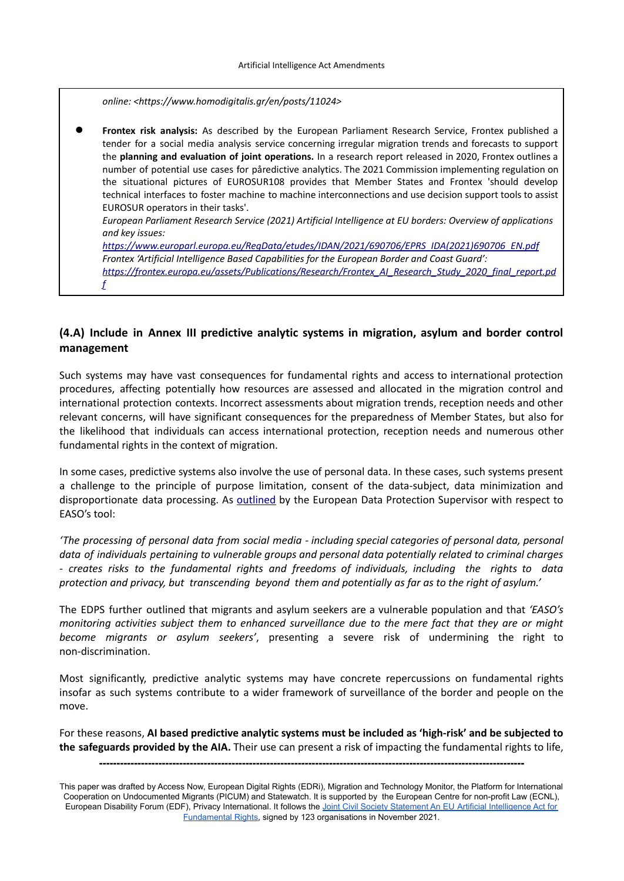*online: <https://www.homodigitalis.gr/en/posts/11024>*

- **Frontex risk analysis:** As described by the European Parliament Research Service, Frontex published a tender for a social media analysis service concerning irregular migration trends and forecasts to support the **planning and evaluation of joint operations.** In a research report released in 2020, Frontex outlines a number of potential use cases for pâredictive analytics. The 2021 Commission implementing regulation on the situational pictures of EUROSUR108 provides that Member States and Frontex 'should develop technical interfaces to foster machine to machine interconnections and use decision support tools to assist EUROSUR operators in their tasks'.
  *European Parliament Research Service (2021) Artificial Intelligence at EU borders: Overview of applications and key issues:*
  *https://www.europarl.europa.eu/RegData/etudes/IDAN/2021/690706/EPRS_IDA(2021)690706_EN.pdf*
  *Frontex 'Artificial Intelligence Based Capabilities for the European Border and Coast Guard':*
  *https://frontex.europa.eu/assets/Publications/Research/Frontex_AI_Research_Study_2020_final_report.pdf*

### (4.A) Include in Annex III predictive analytic systems in migration, asylum and border control management

Such systems may have vast consequences for fundamental rights and access to international protection procedures, affecting potentially how resources are assessed and allocated in the migration control and international protection contexts. Incorrect assessments about migration trends, reception needs and other relevant concerns, will have significant consequences for the preparedness of Member States, but also for the likelihood that individuals can access international protection, reception needs and numerous other fundamental rights in the context of migration.

In some cases, predictive systems also involve the use of personal data. In these cases, such systems present a challenge to the principle of purpose limitation, consent of the data-subject, data minimization and disproportionate data processing. As outlined by the European Data Protection Supervisor with respect to EASO's tool:

*'The processing of personal data from social media - including special categories of personal data, personal data of individuals pertaining to vulnerable groups and personal data potentially related to criminal charges - creates risks to the fundamental rights and freedoms of individuals, including the rights to data protection and privacy, but transcending beyond them and potentially as far as to the right of asylum.'*

The EDPS further outlined that migrants and asylum seekers are a vulnerable population and that *'EASO's monitoring activities subject them to enhanced surveillance due to the mere fact that they are or might become migrants or asylum seekers'*, presenting a severe risk of undermining the right to non-discrimination.

Most significantly, predictive analytic systems may have concrete repercussions on fundamental rights insofar as such systems contribute to a wider framework of surveillance of the border and people on the move.

For these reasons, **AI based predictive analytic systems must be included as 'high-risk' and be subjected to the safeguards provided by the AIA.** Their use can present a risk of impacting the fundamental rights to life,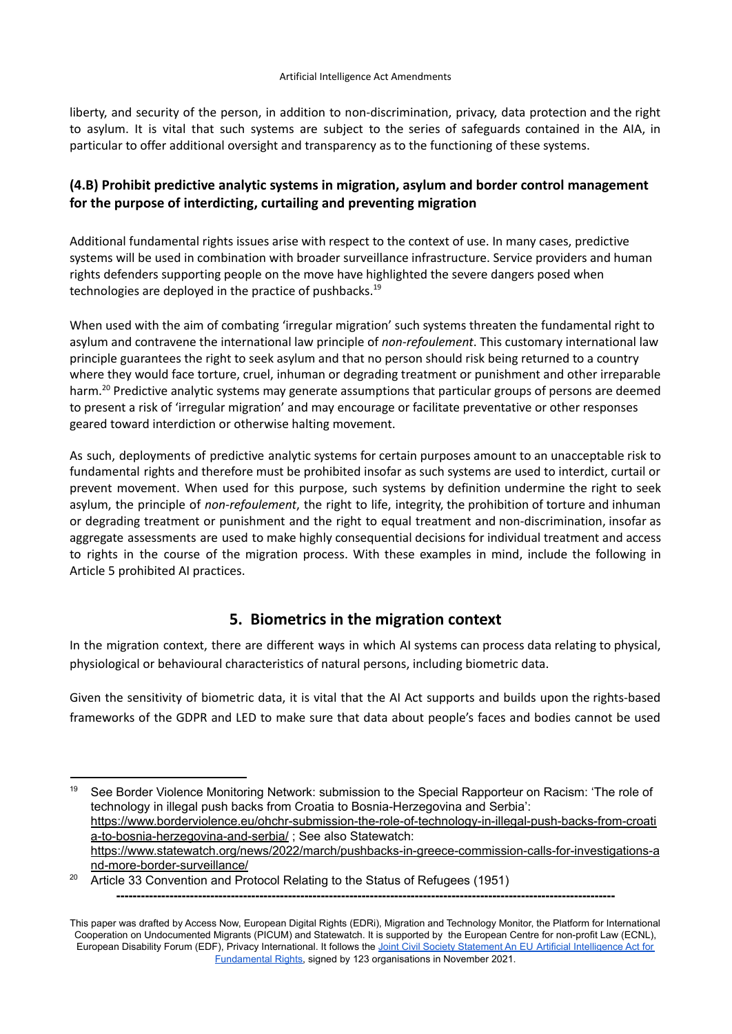liberty, and security of the person, in addition to non-discrimination, privacy, data protection and the right to asylum. It is vital that such systems are subject to the series of safeguards contained in the AIA, in particular to offer additional oversight and transparency as to the functioning of these systems.

### (4.B) Prohibit predictive analytic systems in migration, asylum and border control management for the purpose of interdicting, curtailing and preventing migration

Additional fundamental rights issues arise with respect to the context of use. In many cases, predictive systems will be used in combination with broader surveillance infrastructure. Service providers and human rights defenders supporting people on the move have highlighted the severe dangers posed when technologies are deployed in the practice of pushbacks.[19]

When used with the aim of combating 'irregular migration' such systems threaten the fundamental right to asylum and contravene the international law principle of *non-refoulement*. This customary international law principle guarantees the right to seek asylum and that no person should risk being returned to a country where they would face torture, cruel, inhuman or degrading treatment or punishment and other irreparable harm.[20] Predictive analytic systems may generate assumptions that particular groups of persons are deemed to present a risk of 'irregular migration' and may encourage or facilitate preventative or other responses geared toward interdiction or otherwise halting movement.

As such, deployments of predictive analytic systems for certain purposes amount to an unacceptable risk to fundamental rights and therefore must be prohibited insofar as such systems are used to interdict, curtail or prevent movement. When used for this purpose, such systems by definition undermine the right to seek asylum, the principle of *non-refoulement*, the right to life, integrity, the prohibition of torture and inhuman or degrading treatment or punishment and the right to equal treatment and non-discrimination, insofar as aggregate assessments are used to make highly consequential decisions for individual treatment and access to rights in the course of the migration process. With these examples in mind, include the following in Article 5 prohibited AI practices.

## 5. Biometrics in the migration context

In the migration context, there are different ways in which AI systems can process data relating to physical, physiological or behavioural characteristics of natural persons, including biometric data.

Given the sensitivity of biometric data, it is vital that the AI Act supports and builds upon the rights-based frameworks of the GDPR and LED to make sure that data about people's faces and bodies cannot be used

---

[19] See Border Violence Monitoring Network: submission to the Special Rapporteur on Racism: 'The role of technology in illegal push backs from Croatia to Bosnia-Herzegovina and Serbia': https://www.borderviolence.eu/ohchr-submission-the-role-of-technology-in-illegal-push-backs-from-croatia-to-bosnia-herzegovina-and-serbia/ ; See also Statewatch: https://www.statewatch.org/news/2022/march/pushbacks-in-greece-commission-calls-for-investigations-and-more-border-surveillance/

[20] Article 33 Convention and Protocol Relating to the Status of Refugees (1951)

---

This paper was drafted by Access Now, European Digital Rights (EDRi), Migration and Technology Monitor, the Platform for International Cooperation on Undocumented Migrants (PICUM) and Statewatch. It is supported by the European Centre for non-profit Law (ECNL), European Disability Forum (EDF), Privacy International. It follows the Joint Civil Society Statement An EU Artificial Intelligence Act for Fundamental Rights, signed by 123 organisations in November 2021.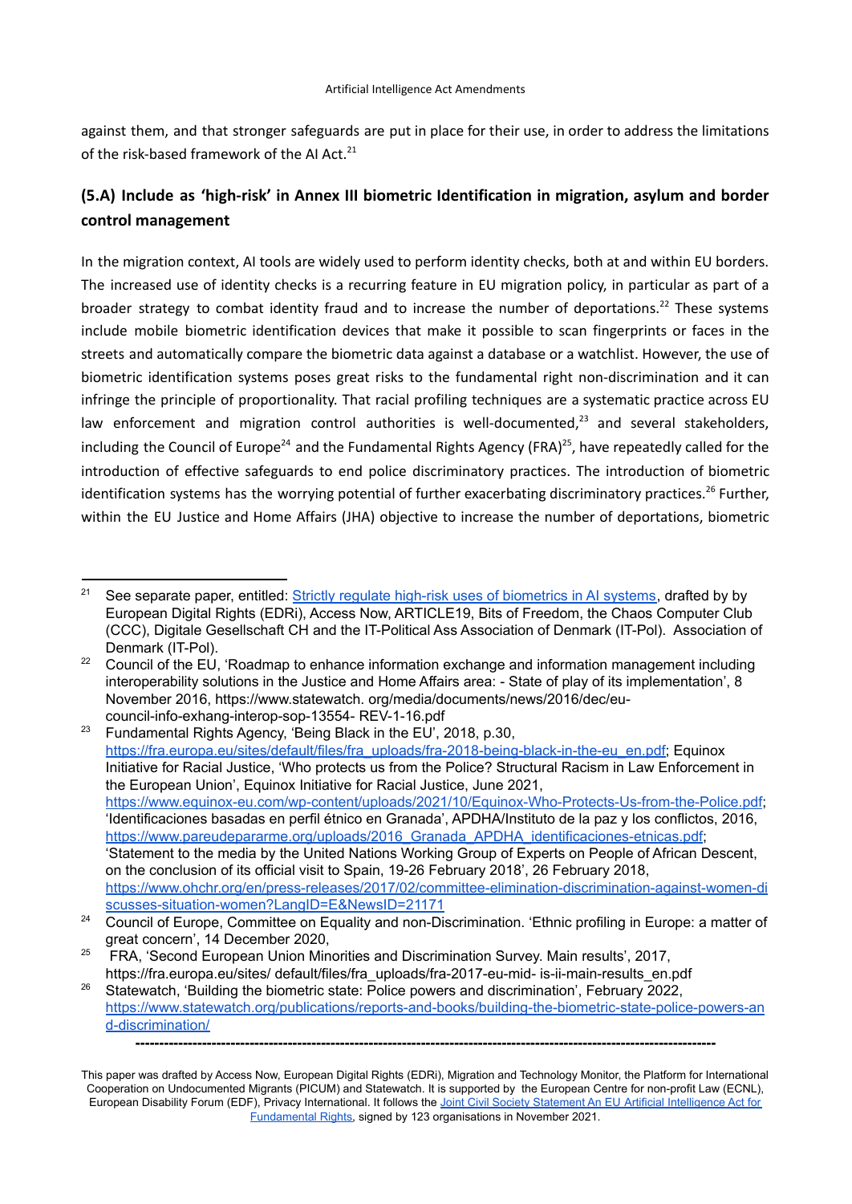against them, and that stronger safeguards are put in place for their use, in order to address the limitations of the risk-based framework of the AI Act.[21]

### (5.A) Include as 'high-risk' in Annex III biometric Identification in migration, asylum and border control management

In the migration context, AI tools are widely used to perform identity checks, both at and within EU borders. The increased use of identity checks is a recurring feature in EU migration policy, in particular as part of a broader strategy to combat identity fraud and to increase the number of deportations.[22] These systems include mobile biometric identification devices that make it possible to scan fingerprints or faces in the streets and automatically compare the biometric data against a database or a watchlist. However, the use of biometric identification systems poses great risks to the fundamental right non-discrimination and it can infringe the principle of proportionality. That racial profiling techniques are a systematic practice across EU law enforcement and migration control authorities is well-documented,[23] and several stakeholders, including the Council of Europe[24] and the Fundamental Rights Agency (FRA)[25], have repeatedly called for the introduction of effective safeguards to end police discriminatory practices. The introduction of biometric identification systems has the worrying potential of further exacerbating discriminatory practices.[26] Further, within the EU Justice and Home Affairs (JHA) objective to increase the number of deportations, biometric

---

[21] See separate paper, entitled: [Strictly regulate high-risk uses of biometrics in AI systems](), drafted by by European Digital Rights (EDRi), Access Now, ARTICLE19, Bits of Freedom, the Chaos Computer Club (CCC), Digitale Gesellschaft CH and the IT-Political Ass Association of Denmark (IT-Pol). Association of Denmark (IT-Pol).

[22] Council of the EU, 'Roadmap to enhance information exchange and information management including interoperability solutions in the Justice and Home Affairs area: - State of play of its implementation', 8 November 2016, https://www.statewatch. org/media/documents/news/2016/dec/eu-council-info-exhang-interop-sop-13554- REV-1-16.pdf

[23] Fundamental Rights Agency, 'Being Black in the EU', 2018, p.30, https://fra.europa.eu/sites/default/files/fra_uploads/fra-2018-being-black-in-the-eu_en.pdf; Equinox Initiative for Racial Justice, 'Who protects us from the Police? Structural Racism in Law Enforcement in the European Union', Equinox Initiative for Racial Justice, June 2021, https://www.equinox-eu.com/wp-content/uploads/2021/10/Equinox-Who-Protects-Us-from-the-Police.pdf; 'Identificaciones basadas en perfil étnico en Granada', APDHA/Instituto de la paz y los conflictos, 2016, https://www.pareudepararme.org/uploads/2016_Granada_APDHA_identificaciones-etnicas.pdf; 'Statement to the media by the United Nations Working Group of Experts on People of African Descent, on the conclusion of its official visit to Spain, 19-26 February 2018', 26 February 2018, https://www.ohchr.org/en/press-releases/2017/02/committee-elimination-discrimination-against-women-discusses-situation-women?LangID=E&NewsID=21171

[24] Council of Europe, Committee on Equality and non-Discrimination. 'Ethnic profiling in Europe: a matter of great concern', 14 December 2020,

[25] FRA, 'Second European Union Minorities and Discrimination Survey. Main results', 2017, https://fra.europa.eu/sites/ default/files/fra_uploads/fra-2017-eu-mid- is-ii-main-results_en.pdf

[26] Statewatch, 'Building the biometric state: Police powers and discrimination', February 2022, https://www.statewatch.org/publications/reports-and-books/building-the-biometric-state-police-powers-and-discrimination/

---

This paper was drafted by Access Now, European Digital Rights (EDRi), Migration and Technology Monitor, the Platform for International Cooperation on Undocumented Migrants (PICUM) and Statewatch. It is supported by the European Centre for non-profit Law (ECNL), European Disability Forum (EDF), Privacy International. It follows the [Joint Civil Society Statement An EU Artificial Intelligence Act for Fundamental Rights](), signed by 123 organisations in November 2021.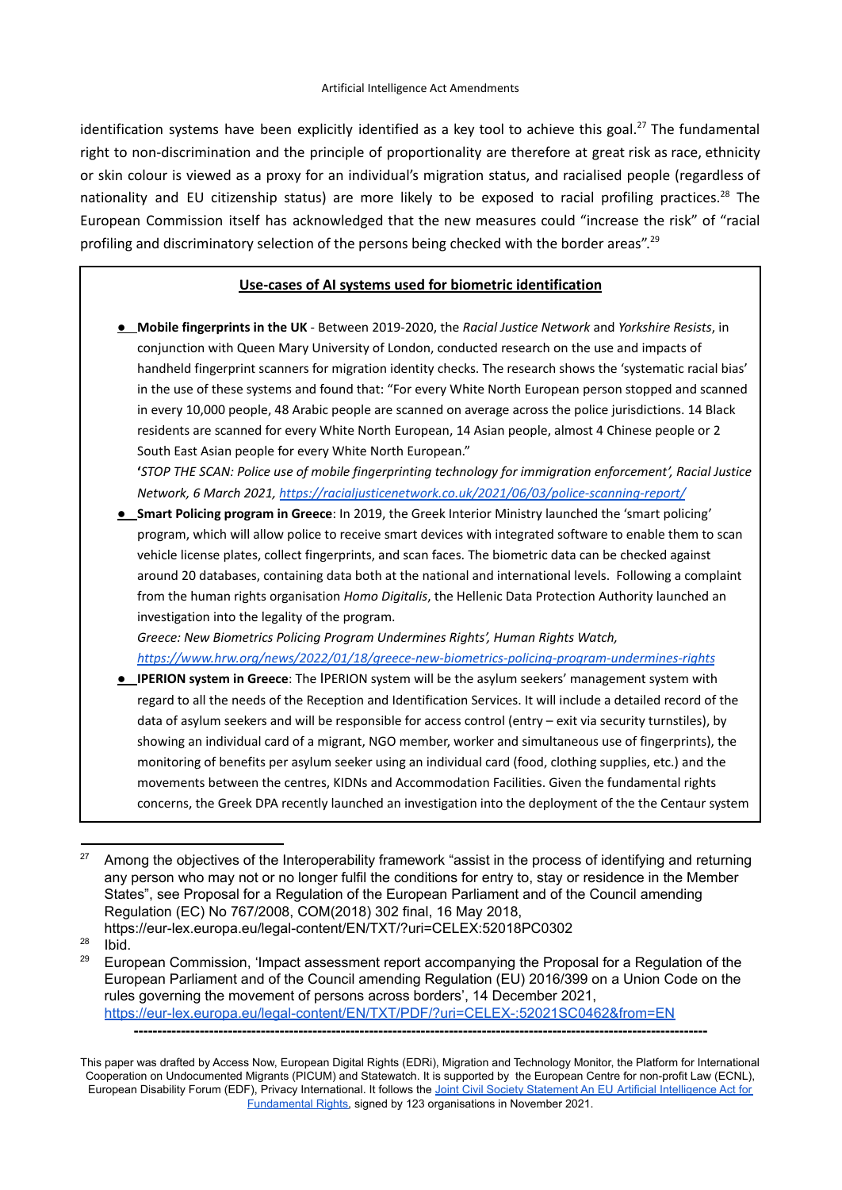identification systems have been explicitly identified as a key tool to achieve this goal.[27] The fundamental right to non-discrimination and the principle of proportionality are therefore at great risk as race, ethnicity or skin colour is viewed as a proxy for an individual's migration status, and racialised people (regardless of nationality and EU citizenship status) are more likely to be exposed to racial profiling practices.[28] The European Commission itself has acknowledged that the new measures could "increase the risk" of "racial profiling and discriminatory selection of the persons being checked with the border areas".[29]

**Use-cases of AI systems used for biometric identification**

- **Mobile fingerprints in the UK** - Between 2019-2020, the *Racial Justice Network* and *Yorkshire Resists*, in conjunction with Queen Mary University of London, conducted research on the use and impacts of handheld fingerprint scanners for migration identity checks. The research shows the 'systematic racial bias' in the use of these systems and found that: "For every White North European person stopped and scanned in every 10,000 people, 48 Arabic people are scanned on average across the police jurisdictions. 14 Black residents are scanned for every White North European, 14 Asian people, almost 4 Chinese people or 2 South East Asian people for every White North European."
  **'***STOP THE SCAN: Police use of mobile fingerprinting technology for immigration enforcement', Racial Justice Network, 6 March 2021, https://racialjusticenetwork.co.uk/2021/06/03/police-scanning-report/*
- **Smart Policing program in Greece**: In 2019, the Greek Interior Ministry launched the 'smart policing' program, which will allow police to receive smart devices with integrated software to enable them to scan vehicle license plates, collect fingerprints, and scan faces. The biometric data can be checked against around 20 databases, containing data both at the national and international levels. Following a complaint from the human rights organisation *Homo Digitalis*, the Hellenic Data Protection Authority launched an investigation into the legality of the program.
  *Greece: New Biometrics Policing Program Undermines Rights', Human Rights Watch, https://www.hrw.org/news/2022/01/18/greece-new-biometrics-policing-program-undermines-rights*
- **IPERION system in Greece**: The IPERION system will be the asylum seekers' management system with regard to all the needs of the Reception and Identification Services. It will include a detailed record of the data of asylum seekers and will be responsible for access control (entry – exit via security turnstiles), by showing an individual card of a migrant, NGO member, worker and simultaneous use of fingerprints), the monitoring of benefits per asylum seeker using an individual card (food, clothing supplies, etc.) and the movements between the centres, KIDNs and Accommodation Facilities. Given the fundamental rights concerns, the Greek DPA recently launched an investigation into the deployment of the the Centaur system

---

[27] Among the objectives of the Interoperability framework "assist in the process of identifying and returning any person who may not or no longer fulfil the conditions for entry to, stay or residence in the Member States", see Proposal for a Regulation of the European Parliament and of the Council amending Regulation (EC) No 767/2008, COM(2018) 302 final, 16 May 2018, https://eur-lex.europa.eu/legal-content/EN/TXT/?uri=CELEX:52018PC0302

[28] Ibid.

[29] European Commission, 'Impact assessment report accompanying the Proposal for a Regulation of the European Parliament and of the Council amending Regulation (EU) 2016/399 on a Union Code on the rules governing the movement of persons across borders', 14 December 2021, https://eur-lex.europa.eu/legal-content/EN/TXT/PDF/?uri=CELEX-:52021SC0462&from=EN

---

This paper was drafted by Access Now, European Digital Rights (EDRi), Migration and Technology Monitor, the Platform for International Cooperation on Undocumented Migrants (PICUM) and Statewatch. It is supported by the European Centre for non-profit Law (ECNL), European Disability Forum (EDF), Privacy International. It follows the Joint Civil Society Statement An EU Artificial Intelligence Act for Fundamental Rights, signed by 123 organisations in November 2021.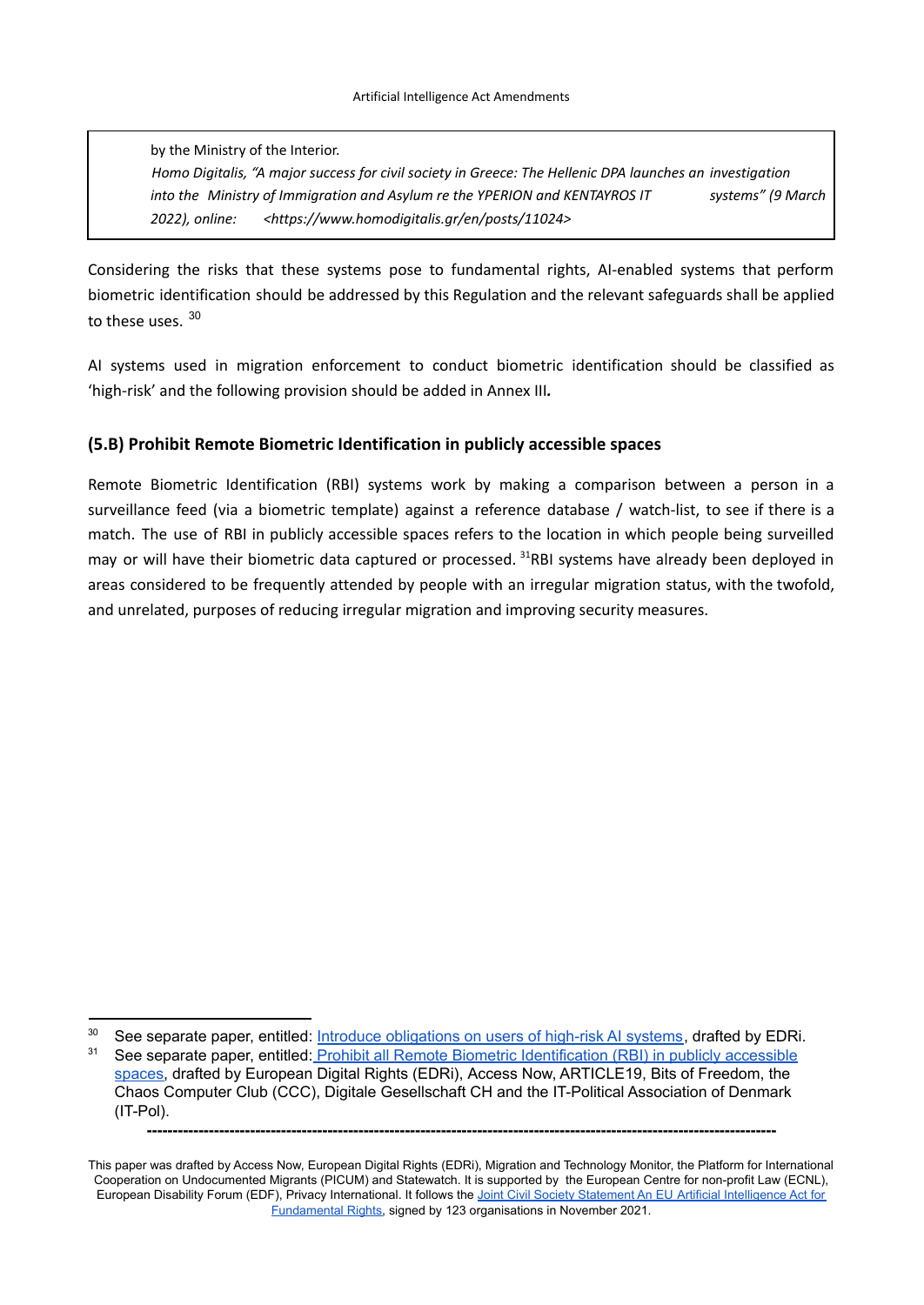> by the Ministry of the Interior.
> *Homo Digitalis, "A major success for civil society in Greece: The Hellenic DPA launches an investigation into the Ministry of Immigration and Asylum re the YPERION and KENTAYROS IT systems" (9 March 2022), online: <https://www.homodigitalis.gr/en/posts/11024>*

Considering the risks that these systems pose to fundamental rights, AI-enabled systems that perform biometric identification should be addressed by this Regulation and the relevant safeguards shall be applied to these uses. [30]

AI systems used in migration enforcement to conduct biometric identification should be classified as 'high-risk' and the following provision should be added in Annex III**.**

### (5.B) Prohibit Remote Biometric Identification in publicly accessible spaces

Remote Biometric Identification (RBI) systems work by making a comparison between a person in a surveillance feed (via a biometric template) against a reference database / watch-list, to see if there is a match. The use of RBI in publicly accessible spaces refers to the location in which people being surveilled may or will have their biometric data captured or processed. [31]RBI systems have already been deployed in areas considered to be frequently attended by people with an irregular migration status, with the twofold, and unrelated, purposes of reducing irregular migration and improving security measures.

---

[30] See separate paper, entitled: Introduce obligations on users of high-risk AI systems, drafted by EDRi.

[31] See separate paper, entitled: Prohibit all Remote Biometric Identification (RBI) in publicly accessible spaces, drafted by European Digital Rights (EDRi), Access Now, ARTICLE19, Bits of Freedom, the Chaos Computer Club (CCC), Digitale Gesellschaft CH and the IT-Political Association of Denmark (IT-Pol).

---

This paper was drafted by Access Now, European Digital Rights (EDRi), Migration and Technology Monitor, the Platform for International Cooperation on Undocumented Migrants (PICUM) and Statewatch. It is supported by the European Centre for non-profit Law (ECNL), European Disability Forum (EDF), Privacy International. It follows the Joint Civil Society Statement An EU Artificial Intelligence Act for Fundamental Rights, signed by 123 organisations in November 2021.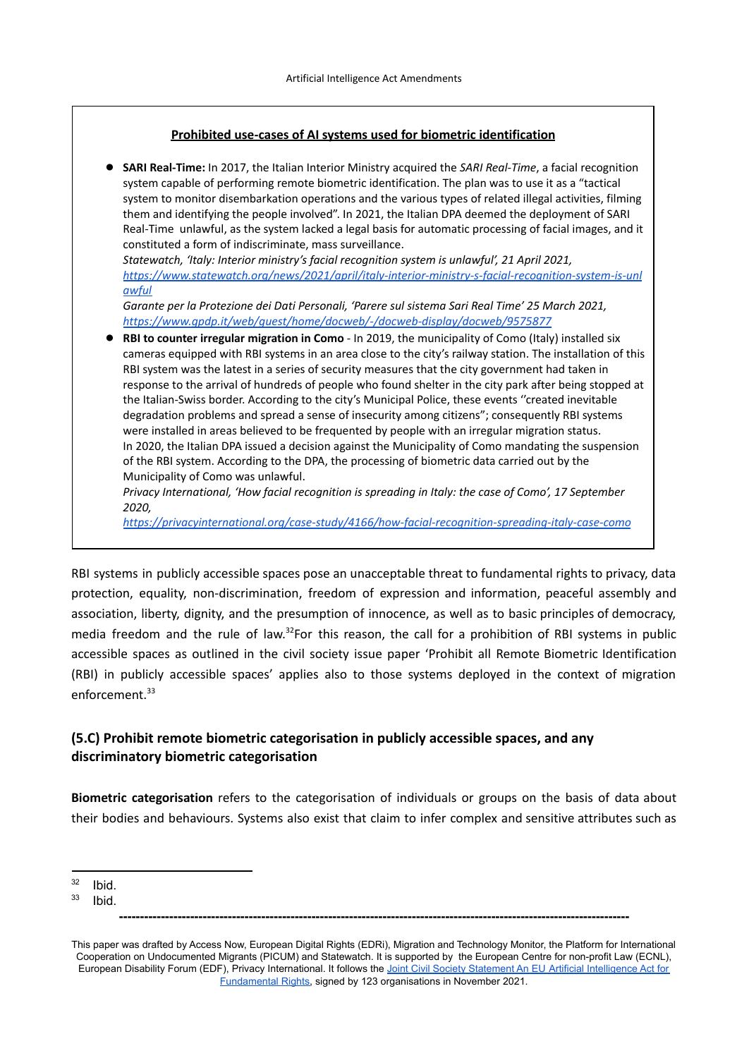**Prohibited use-cases of AI systems used for biometric identification**

- **SARI Real-Time:** In 2017, the Italian Interior Ministry acquired the *SARI Real-Time*, a facial recognition system capable of performing remote biometric identification. The plan was to use it as a "tactical system to monitor disembarkation operations and the various types of related illegal activities, filming them and identifying the people involved". In 2021, the Italian DPA deemed the deployment of SARI Real-Time unlawful, as the system lacked a legal basis for automatic processing of facial images, and it constituted a form of indiscriminate, mass surveillance.
  *Statewatch, 'Italy: Interior ministry's facial recognition system is unlawful', 21 April 2021,* [*https://www.statewatch.org/news/2021/april/italy-interior-ministry-s-facial-recognition-system-is-unlawful*](https://www.statewatch.org/news/2021/april/italy-interior-ministry-s-facial-recognition-system-is-unlawful)
  *Garante per la Protezione dei Dati Personali, 'Parere sul sistema Sari Real Time' 25 March 2021,* [*https://www.gpdp.it/web/guest/home/docweb/-/docweb-display/docweb/9575877*](https://www.gpdp.it/web/guest/home/docweb/-/docweb-display/docweb/9575877)
- **RBI to counter irregular migration in Como** - In 2019, the municipality of Como (Italy) installed six cameras equipped with RBI systems in an area close to the city's railway station. The installation of this RBI system was the latest in a series of security measures that the city government had taken in response to the arrival of hundreds of people who found shelter in the city park after being stopped at the Italian-Swiss border. According to the city's Municipal Police, these events ''created inevitable degradation problems and spread a sense of insecurity among citizens"; consequently RBI systems were installed in areas believed to be frequented by people with an irregular migration status.
  In 2020, the Italian DPA issued a decision against the Municipality of Como mandating the suspension of the RBI system. According to the DPA, the processing of biometric data carried out by the Municipality of Como was unlawful.
  *Privacy International, 'How facial recognition is spreading in Italy: the case of Como', 17 September 2020,* [*https://privacyinternational.org/case-study/4166/how-facial-recognition-spreading-italy-case-como*](https://privacyinternational.org/case-study/4166/how-facial-recognition-spreading-italy-case-como)

RBI systems in publicly accessible spaces pose an unacceptable threat to fundamental rights to privacy, data protection, equality, non-discrimination, freedom of expression and information, peaceful assembly and association, liberty, dignity, and the presumption of innocence, as well as to basic principles of democracy, media freedom and the rule of law.[32] For this reason, the call for a prohibition of RBI systems in public accessible spaces as outlined in the civil society issue paper 'Prohibit all Remote Biometric Identification (RBI) in publicly accessible spaces' applies also to those systems deployed in the context of migration enforcement.[33]

## (5.C) Prohibit remote biometric categorisation in publicly accessible spaces, and any discriminatory biometric categorisation

**Biometric categorisation** refers to the categorisation of individuals or groups on the basis of data about their bodies and behaviours. Systems also exist that claim to infer complex and sensitive attributes such as

[32] Ibid.

[33] Ibid.

This paper was drafted by Access Now, European Digital Rights (EDRi), Migration and Technology Monitor, the Platform for International Cooperation on Undocumented Migrants (PICUM) and Statewatch. It is supported by the European Centre for non-profit Law (ECNL), European Disability Forum (EDF), Privacy International. It follows the Joint Civil Society Statement An EU Artificial Intelligence Act for Fundamental Rights, signed by 123 organisations in November 2021.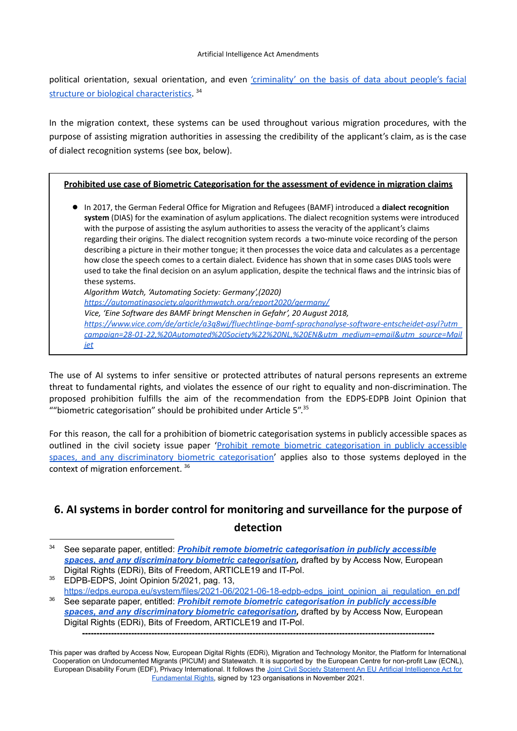political orientation, sexual orientation, and even ['criminality' on the basis of data about people's facial structure or biological characteristics](). [34]

In the migration context, these systems can be used throughout various migration procedures, with the purpose of assisting migration authorities in assessing the credibility of the applicant's claim, as is the case of dialect recognition systems (see box, below).

> **Prohibited use case of Biometric Categorisation for the assessment of evidence in migration claims**
>
> - In 2017, the German Federal Office for Migration and Refugees (BAMF) introduced a **dialect recognition system** (DIAS) for the examination of asylum applications. The dialect recognition systems were introduced with the purpose of assisting the asylum authorities to assess the veracity of the applicant's claims regarding their origins. The dialect recognition system records a two-minute voice recording of the person describing a picture in their mother tongue; it then processes the voice data and calculates as a percentage how close the speech comes to a certain dialect. Evidence has shown that in some cases DIAS tools were used to take the final decision on an asylum application, despite the technical flaws and the intrinsic bias of these systems.
>   *Algorithm Watch, 'Automating Society: Germany',(2020)*
>   *https://automatingsociety.algorithmwatch.org/report2020/germany/*
>   *Vice, 'Eine Software des BAMF bringt Menschen in Gefahr', 20 August 2018,*
>   *https://www.vice.com/de/article/a3q8wj/fluechtlinge-bamf-sprachanalyse-software-entscheidet-asyl?utm_campaign=28-01-22,%20Automated%20Society%22%20NL,%20EN&utm_medium=email&utm_source=Mailjet*

The use of AI systems to infer sensitive or protected attributes of natural persons represents an extreme threat to fundamental rights, and violates the essence of our right to equality and non-discrimination. The proposed prohibition fulfills the aim of the recommendation from the EDPS-EDPB Joint Opinion that ""biometric categorisation" should be prohibited under Article 5".[35]

For this reason, the call for a prohibition of biometric categorisation systems in publicly accessible spaces as outlined in the civil society issue paper '[Prohibit remote biometric categorisation in publicly accessible spaces, and any discriminatory biometric categorisation]()' applies also to those systems deployed in the context of migration enforcement. [36]

## 6. AI systems in border control for monitoring and surveillance for the purpose of detection

---

[34] See separate paper, entitled: ***Prohibit remote biometric categorisation in publicly accessible spaces, and any discriminatory biometric categorisation***, drafted by by Access Now, European Digital Rights (EDRi), Bits of Freedom, ARTICLE19 and IT-Pol.

[35] EDPB-EDPS, Joint Opinion 5/2021, pag. 13, https://edps.europa.eu/system/files/2021-06/2021-06-18-edpb-edps_joint_opinion_ai_regulation_en.pdf

[36] See separate paper, entitled: ***Prohibit remote biometric categorisation in publicly accessible spaces, and any discriminatory biometric categorisation***, drafted by by Access Now, European Digital Rights (EDRi), Bits of Freedom, ARTICLE19 and IT-Pol.

---

This paper was drafted by Access Now, European Digital Rights (EDRi), Migration and Technology Monitor, the Platform for International Cooperation on Undocumented Migrants (PICUM) and Statewatch. It is supported by the European Centre for non-profit Law (ECNL), European Disability Forum (EDF), Privacy International. It follows the [Joint Civil Society Statement An EU Artificial Intelligence Act for Fundamental Rights](), signed by 123 organisations in November 2021.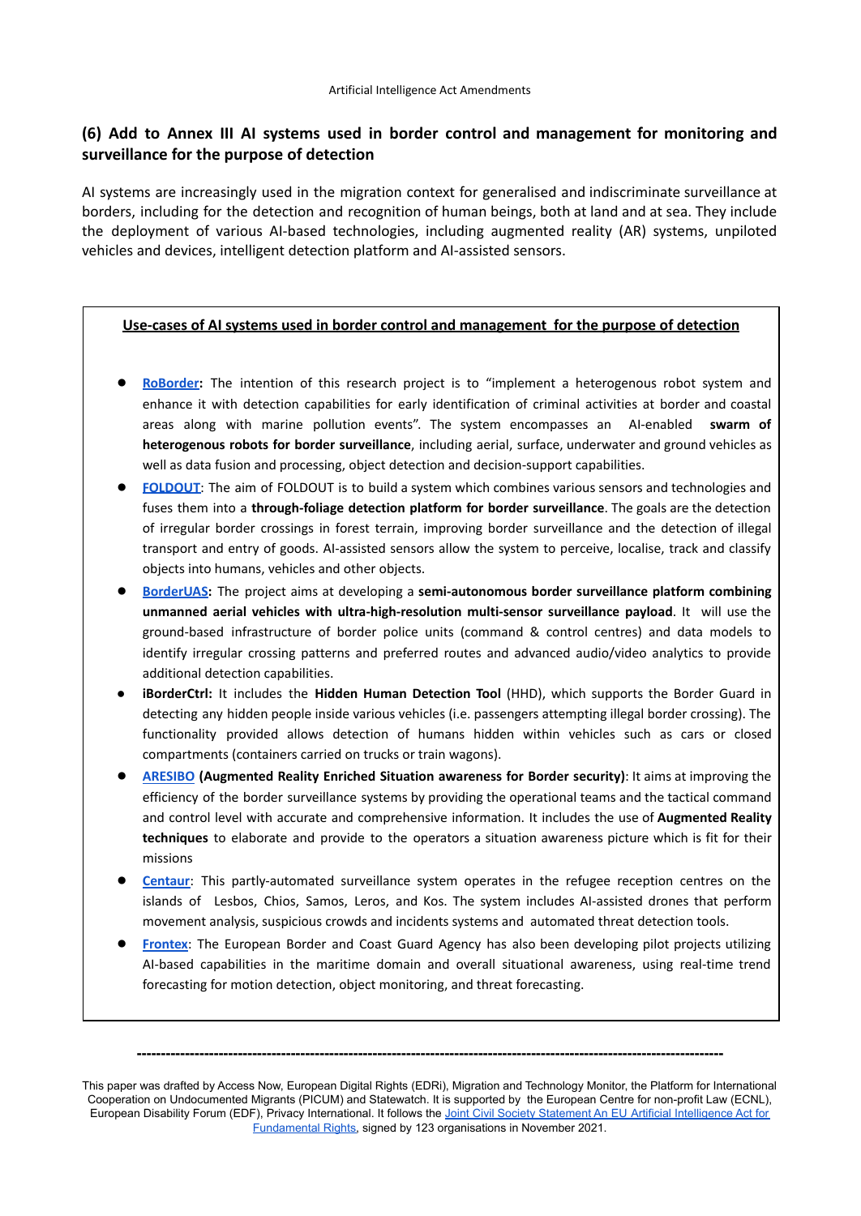## (6) Add to Annex III AI systems used in border control and management for monitoring and surveillance for the purpose of detection

AI systems are increasingly used in the migration context for generalised and indiscriminate surveillance at borders, including for the detection and recognition of human beings, both at land and at sea. They include the deployment of various AI-based technologies, including augmented reality (AR) systems, unpiloted vehicles and devices, intelligent detection platform and AI-assisted sensors.

**Use-cases of AI systems used in border control and management for the purpose of detection**

- **RoBorder:** The intention of this research project is to "implement a heterogenous robot system and enhance it with detection capabilities for early identification of criminal activities at border and coastal areas along with marine pollution events". The system encompasses an AI-enabled **swarm of heterogenous robots for border surveillance**, including aerial, surface, underwater and ground vehicles as well as data fusion and processing, object detection and decision-support capabilities.
- **FOLDOUT**: The aim of FOLDOUT is to build a system which combines various sensors and technologies and fuses them into a **through-foliage detection platform for border surveillance**. The goals are the detection of irregular border crossings in forest terrain, improving border surveillance and the detection of illegal transport and entry of goods. AI-assisted sensors allow the system to perceive, localise, track and classify objects into humans, vehicles and other objects.
- **BorderUAS:** The project aims at developing a **semi-autonomous border surveillance platform combining unmanned aerial vehicles with ultra-high-resolution multi-sensor surveillance payload**. It will use the ground-based infrastructure of border police units (command & control centres) and data models to identify irregular crossing patterns and preferred routes and advanced audio/video analytics to provide additional detection capabilities.
- **iBorderCtrl:** It includes the **Hidden Human Detection Tool** (HHD), which supports the Border Guard in detecting any hidden people inside various vehicles (i.e. passengers attempting illegal border crossing). The functionality provided allows detection of humans hidden within vehicles such as cars or closed compartments (containers carried on trucks or train wagons).
- **ARESIBO (Augmented Reality Enriched Situation awareness for Border security)**: It aims at improving the efficiency of the border surveillance systems by providing the operational teams and the tactical command and control level with accurate and comprehensive information. It includes the use of **Augmented Reality techniques** to elaborate and provide to the operators a situation awareness picture which is fit for their missions
- **Centaur**: This partly-automated surveillance system operates in the refugee reception centres on the islands of Lesbos, Chios, Samos, Leros, and Kos. The system includes AI-assisted drones that perform movement analysis, suspicious crowds and incidents systems and automated threat detection tools.
- **Frontex**: The European Border and Coast Guard Agency has also been developing pilot projects utilizing AI-based capabilities in the maritime domain and overall situational awareness, using real-time trend forecasting for motion detection, object monitoring, and threat forecasting.

---

This paper was drafted by Access Now, European Digital Rights (EDRi), Migration and Technology Monitor, the Platform for International Cooperation on Undocumented Migrants (PICUM) and Statewatch. It is supported by the European Centre for non-profit Law (ECNL), European Disability Forum (EDF), Privacy International. It follows the Joint Civil Society Statement An EU Artificial Intelligence Act for Fundamental Rights, signed by 123 organisations in November 2021.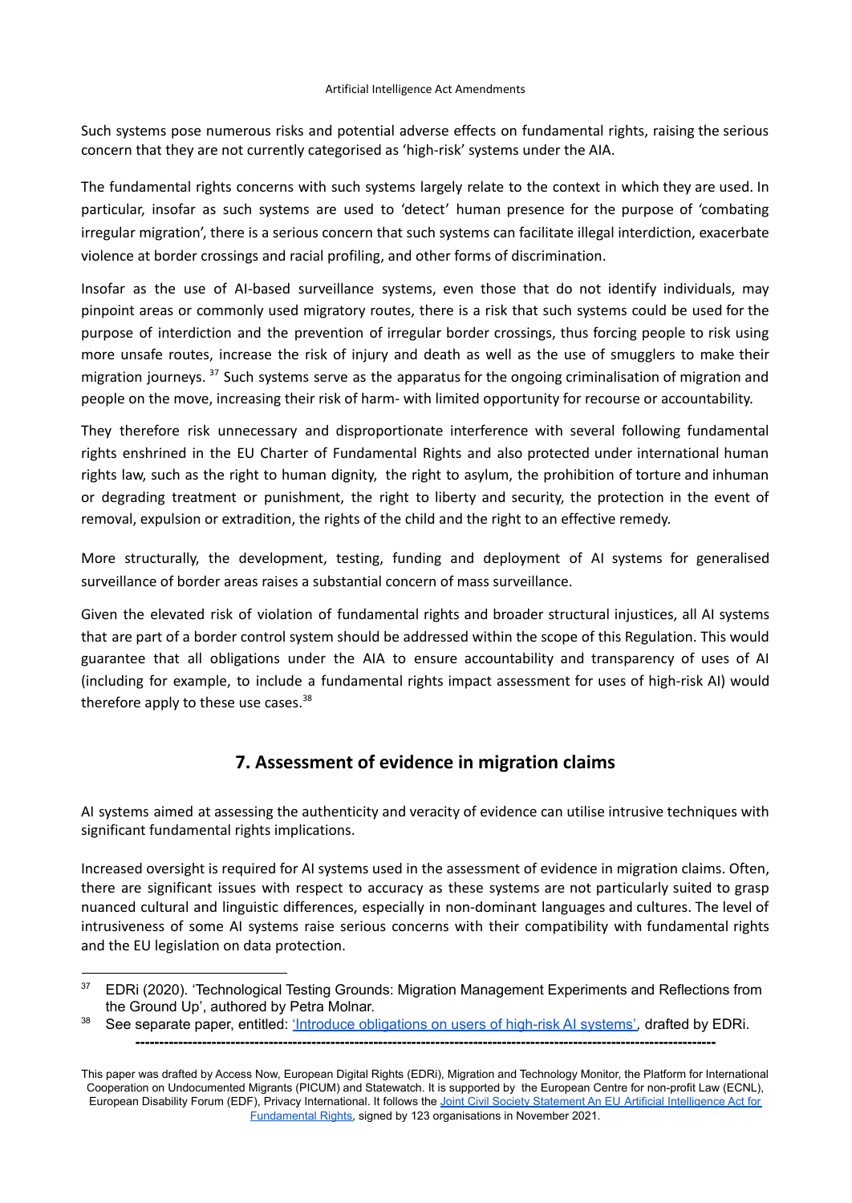Such systems pose numerous risks and potential adverse effects on fundamental rights, raising the serious concern that they are not currently categorised as 'high-risk' systems under the AIA.

The fundamental rights concerns with such systems largely relate to the context in which they are used. In particular, insofar as such systems are used to 'detect' human presence for the purpose of 'combating irregular migration', there is a serious concern that such systems can facilitate illegal interdiction, exacerbate violence at border crossings and racial profiling, and other forms of discrimination.

Insofar as the use of AI-based surveillance systems, even those that do not identify individuals, may pinpoint areas or commonly used migratory routes, there is a risk that such systems could be used for the purpose of interdiction and the prevention of irregular border crossings, thus forcing people to risk using more unsafe routes, increase the risk of injury and death as well as the use of smugglers to make their migration journeys. [37] Such systems serve as the apparatus for the ongoing criminalisation of migration and people on the move, increasing their risk of harm- with limited opportunity for recourse or accountability.

They therefore risk unnecessary and disproportionate interference with several following fundamental rights enshrined in the EU Charter of Fundamental Rights and also protected under international human rights law, such as the right to human dignity, the right to asylum, the prohibition of torture and inhuman or degrading treatment or punishment, the right to liberty and security, the protection in the event of removal, expulsion or extradition, the rights of the child and the right to an effective remedy.

More structurally, the development, testing, funding and deployment of AI systems for generalised surveillance of border areas raises a substantial concern of mass surveillance.

Given the elevated risk of violation of fundamental rights and broader structural injustices, all AI systems that are part of a border control system should be addressed within the scope of this Regulation. This would guarantee that all obligations under the AIA to ensure accountability and transparency of uses of AI (including for example, to include a fundamental rights impact assessment for uses of high-risk AI) would therefore apply to these use cases.[38]

## 7. Assessment of evidence in migration claims

AI systems aimed at assessing the authenticity and veracity of evidence can utilise intrusive techniques with significant fundamental rights implications.

Increased oversight is required for AI systems used in the assessment of evidence in migration claims. Often, there are significant issues with respect to accuracy as these systems are not particularly suited to grasp nuanced cultural and linguistic differences, especially in non-dominant languages and cultures. The level of intrusiveness of some AI systems raise serious concerns with their compatibility with fundamental rights and the EU legislation on data protection.

---

[37] EDRi (2020). 'Technological Testing Grounds: Migration Management Experiments and Reflections from the Ground Up', authored by Petra Molnar.

[38] See separate paper, entitled: ['Introduce obligations on users of high-risk AI systems'](), drafted by EDRi.

---

This paper was drafted by Access Now, European Digital Rights (EDRi), Migration and Technology Monitor, the Platform for International Cooperation on Undocumented Migrants (PICUM) and Statewatch. It is supported by the European Centre for non-profit Law (ECNL), European Disability Forum (EDF), Privacy International. It follows the [Joint Civil Society Statement An EU Artificial Intelligence Act for Fundamental Rights](), signed by 123 organisations in November 2021.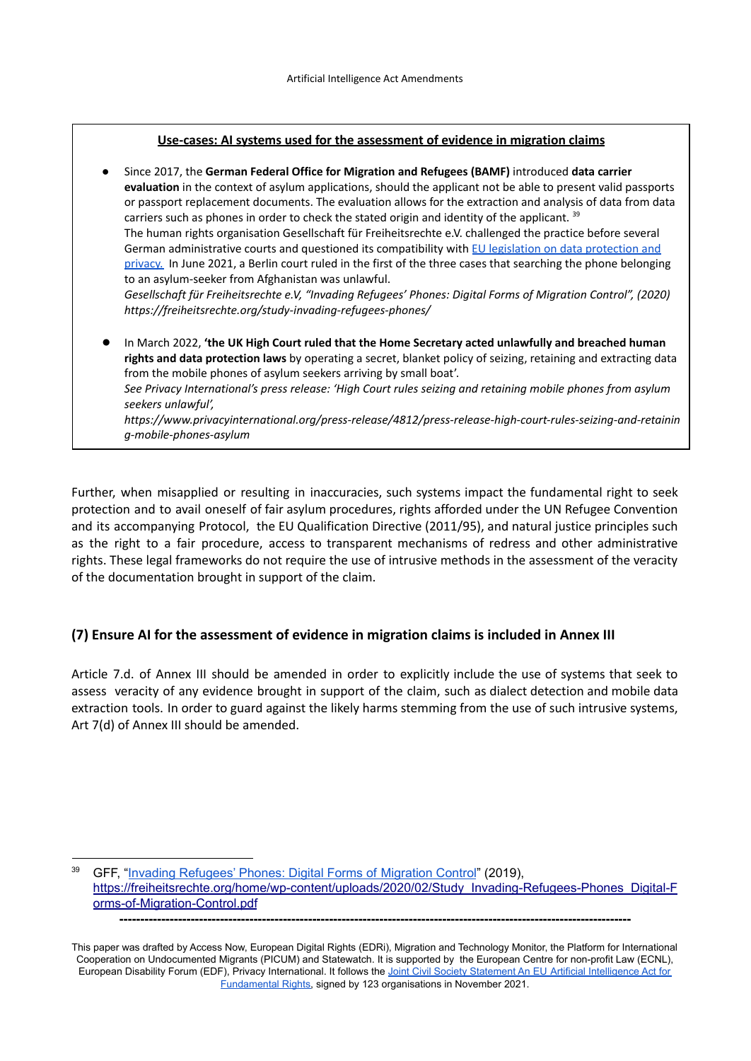**Use-cases: AI systems used for the assessment of evidence in migration claims**

- Since 2017, the **German Federal Office for Migration and Refugees (BAMF)** introduced **data carrier evaluation** in the context of asylum applications, should the applicant not be able to present valid passports or passport replacement documents. The evaluation allows for the extraction and analysis of data from data carriers such as phones in order to check the stated origin and identity of the applicant. [39]
  The human rights organisation Gesellschaft für Freiheitsrechte e.V. challenged the practice before several German administrative courts and questioned its compatibility with [EU legislation on data protection and privacy.](#) In June 2021, a Berlin court ruled in the first of the three cases that searching the phone belonging to an asylum-seeker from Afghanistan was unlawful.
  *Gesellschaft für Freiheitsrechte e.V, "Invading Refugees' Phones: Digital Forms of Migration Control", (2020) https://freiheitsrechte.org/study-invading-refugees-phones/*

- In March 2022, **'the UK High Court ruled that the Home Secretary acted unlawfully and breached human rights and data protection laws** by operating a secret, blanket policy of seizing, retaining and extracting data from the mobile phones of asylum seekers arriving by small boat'.
  *See Privacy International's press release: 'High Court rules seizing and retaining mobile phones from asylum seekers unlawful', https://www.privacyinternational.org/press-release/4812/press-release-high-court-rules-seizing-and-retaining-mobile-phones-asylum*

Further, when misapplied or resulting in inaccuracies, such systems impact the fundamental right to seek protection and to avail oneself of fair asylum procedures, rights afforded under the UN Refugee Convention and its accompanying Protocol, the EU Qualification Directive (2011/95), and natural justice principles such as the right to a fair procedure, access to transparent mechanisms of redress and other administrative rights. These legal frameworks do not require the use of intrusive methods in the assessment of the veracity of the documentation brought in support of the claim.

## (7) Ensure AI for the assessment of evidence in migration claims is included in Annex III

Article 7.d. of Annex III should be amended in order to explicitly include the use of systems that seek to assess veracity of any evidence brought in support of the claim, such as dialect detection and mobile data extraction tools. In order to guard against the likely harms stemming from the use of such intrusive systems, Art 7(d) of Annex III should be amended.

---

[39] GFF, "Invading Refugees' Phones: Digital Forms of Migration Control" (2019), https://freiheitsrechte.org/home/wp-content/uploads/2020/02/Study_Invading-Refugees-Phones_Digital-Forms-of-Migration-Control.pdf

This paper was drafted by Access Now, European Digital Rights (EDRi), Migration and Technology Monitor, the Platform for International Cooperation on Undocumented Migrants (PICUM) and Statewatch. It is supported by the European Centre for non-profit Law (ECNL), European Disability Forum (EDF), Privacy International. It follows the Joint Civil Society Statement An EU Artificial Intelligence Act for Fundamental Rights, signed by 123 organisations in November 2021.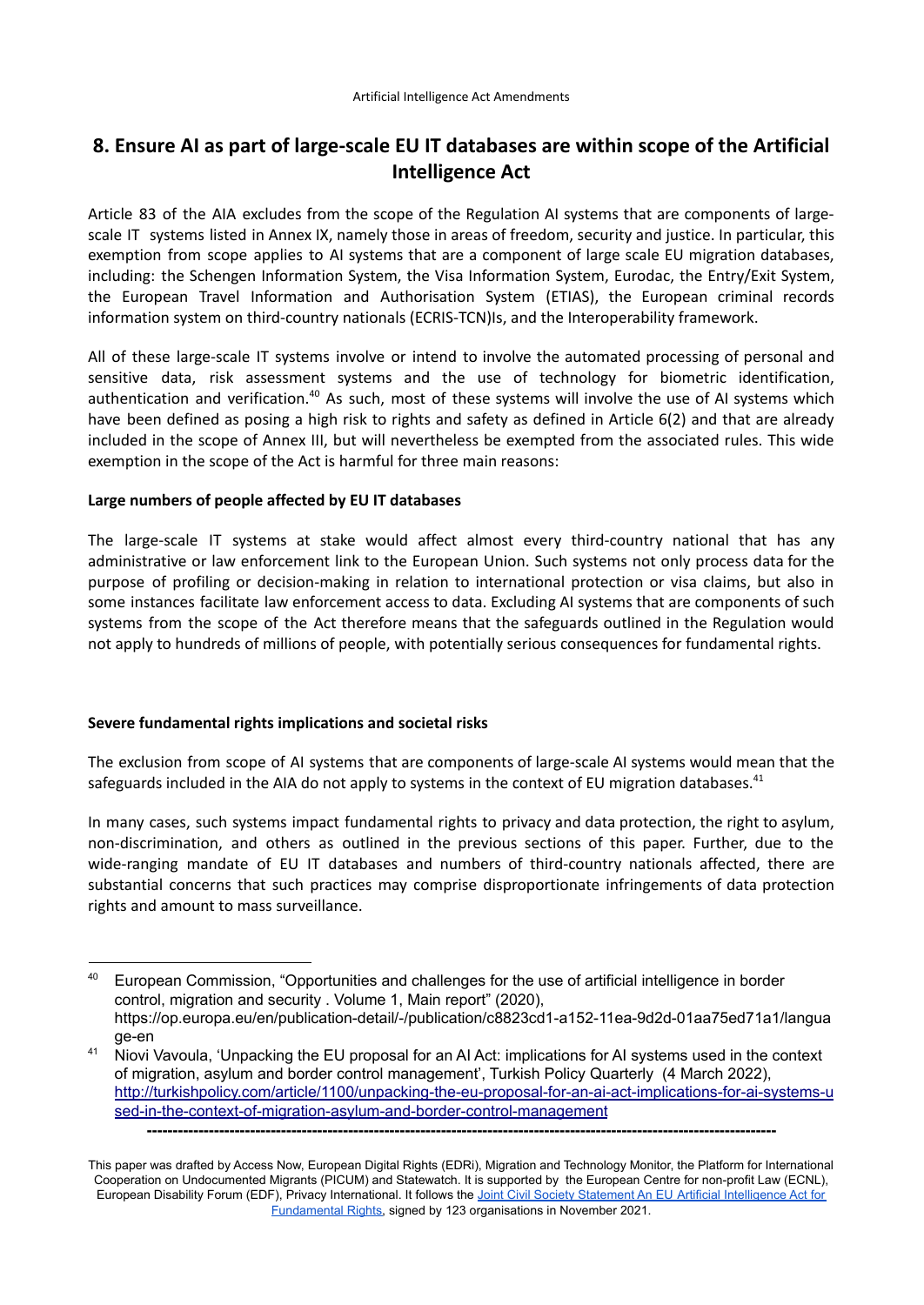## 8. Ensure AI as part of large-scale EU IT databases are within scope of the Artificial Intelligence Act

Article 83 of the AIA excludes from the scope of the Regulation AI systems that are components of large-scale IT systems listed in Annex IX, namely those in areas of freedom, security and justice. In particular, this exemption from scope applies to AI systems that are a component of large scale EU migration databases, including: the Schengen Information System, the Visa Information System, Eurodac, the Entry/Exit System, the European Travel Information and Authorisation System (ETIAS), the European criminal records information system on third-country nationals (ECRIS-TCN)Is, and the Interoperability framework.

All of these large-scale IT systems involve or intend to involve the automated processing of personal and sensitive data, risk assessment systems and the use of technology for biometric identification, authentication and verification.[40] As such, most of these systems will involve the use of AI systems which have been defined as posing a high risk to rights and safety as defined in Article 6(2) and that are already included in the scope of Annex III, but will nevertheless be exempted from the associated rules. This wide exemption in the scope of the Act is harmful for three main reasons:

**Large numbers of people affected by EU IT databases**

The large-scale IT systems at stake would affect almost every third-country national that has any administrative or law enforcement link to the European Union. Such systems not only process data for the purpose of profiling or decision-making in relation to international protection or visa claims, but also in some instances facilitate law enforcement access to data. Excluding AI systems that are components of such systems from the scope of the Act therefore means that the safeguards outlined in the Regulation would not apply to hundreds of millions of people, with potentially serious consequences for fundamental rights.

**Severe fundamental rights implications and societal risks**

The exclusion from scope of AI systems that are components of large-scale AI systems would mean that the safeguards included in the AIA do not apply to systems in the context of EU migration databases.[41]

In many cases, such systems impact fundamental rights to privacy and data protection, the right to asylum, non-discrimination, and others as outlined in the previous sections of this paper. Further, due to the wide-ranging mandate of EU IT databases and numbers of third-country nationals affected, there are substantial concerns that such practices may comprise disproportionate infringements of data protection rights and amount to mass surveillance.

[40] European Commission, "Opportunities and challenges for the use of artificial intelligence in border control, migration and security . Volume 1, Main report" (2020), https://op.europa.eu/en/publication-detail/-/publication/c8823cd1-a152-11ea-9d2d-01aa75ed71a1/language-en

[41] Niovi Vavoula, 'Unpacking the EU proposal for an AI Act: implications for AI systems used in the context of migration, asylum and border control management', Turkish Policy Quarterly (4 March 2022), http://turkishpolicy.com/article/1100/unpacking-the-eu-proposal-for-an-ai-act-implications-for-ai-systems-used-in-the-context-of-migration-asylum-and-border-control-management

---

This paper was drafted by Access Now, European Digital Rights (EDRi), Migration and Technology Monitor, the Platform for International Cooperation on Undocumented Migrants (PICUM) and Statewatch. It is supported by the European Centre for non-profit Law (ECNL), European Disability Forum (EDF), Privacy International. It follows the Joint Civil Society Statement An EU Artificial Intelligence Act for Fundamental Rights, signed by 123 organisations in November 2021.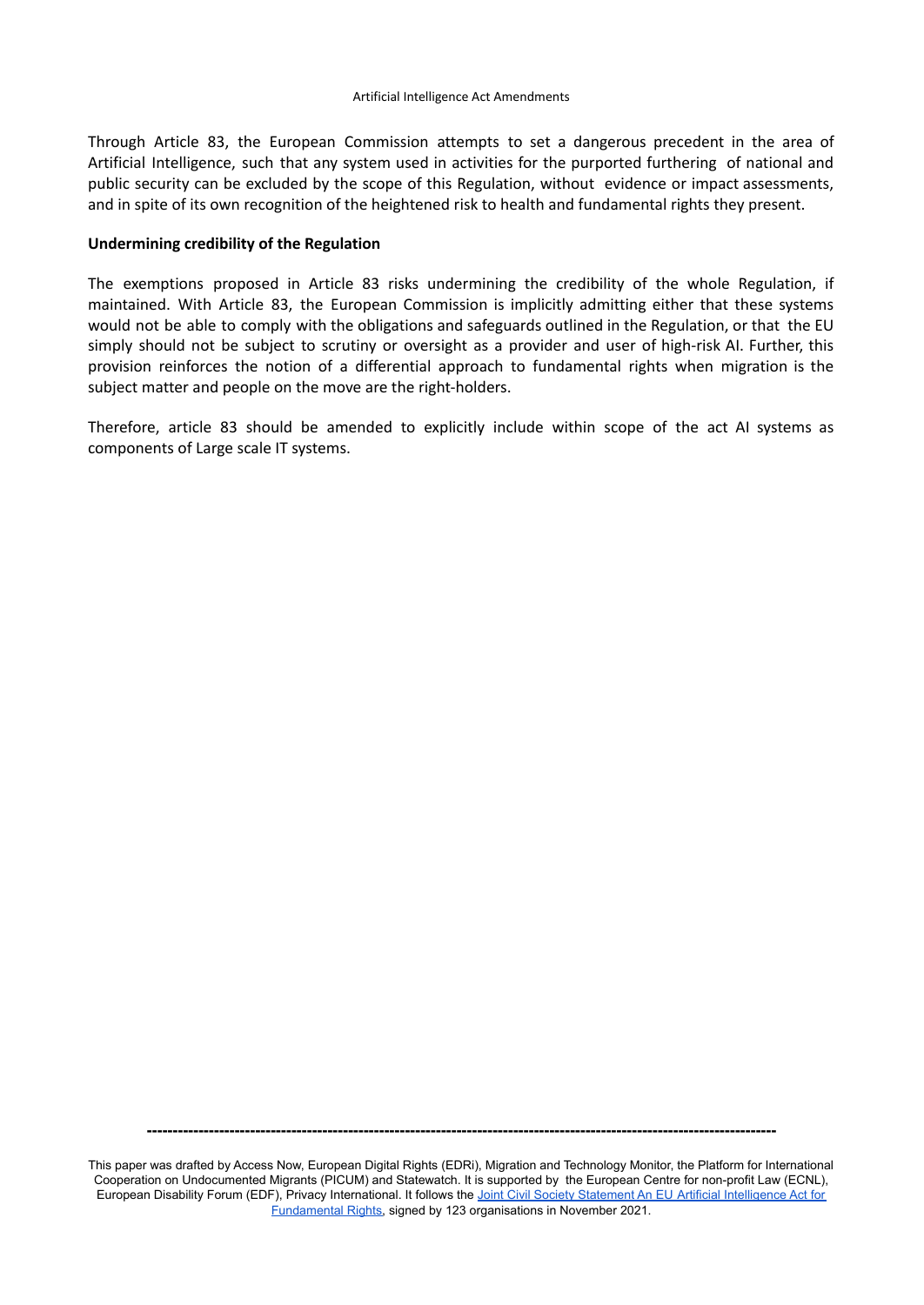Through Article 83, the European Commission attempts to set a dangerous precedent in the area of Artificial Intelligence, such that any system used in activities for the purported furthering of national and public security can be excluded by the scope of this Regulation, without evidence or impact assessments, and in spite of its own recognition of the heightened risk to health and fundamental rights they present.

**Undermining credibility of the Regulation**

The exemptions proposed in Article 83 risks undermining the credibility of the whole Regulation, if maintained. With Article 83, the European Commission is implicitly admitting either that these systems would not be able to comply with the obligations and safeguards outlined in the Regulation, or that the EU simply should not be subject to scrutiny or oversight as a provider and user of high-risk AI. Further, this provision reinforces the notion of a differential approach to fundamental rights when migration is the subject matter and people on the move are the right-holders.

Therefore, article 83 should be amended to explicitly include within scope of the act AI systems as components of Large scale IT systems.

---

This paper was drafted by Access Now, European Digital Rights (EDRi), Migration and Technology Monitor, the Platform for International Cooperation on Undocumented Migrants (PICUM) and Statewatch. It is supported by the European Centre for non-profit Law (ECNL), European Disability Forum (EDF), Privacy International. It follows the Joint Civil Society Statement An EU Artificial Intelligence Act for Fundamental Rights, signed by 123 organisations in November 2021.